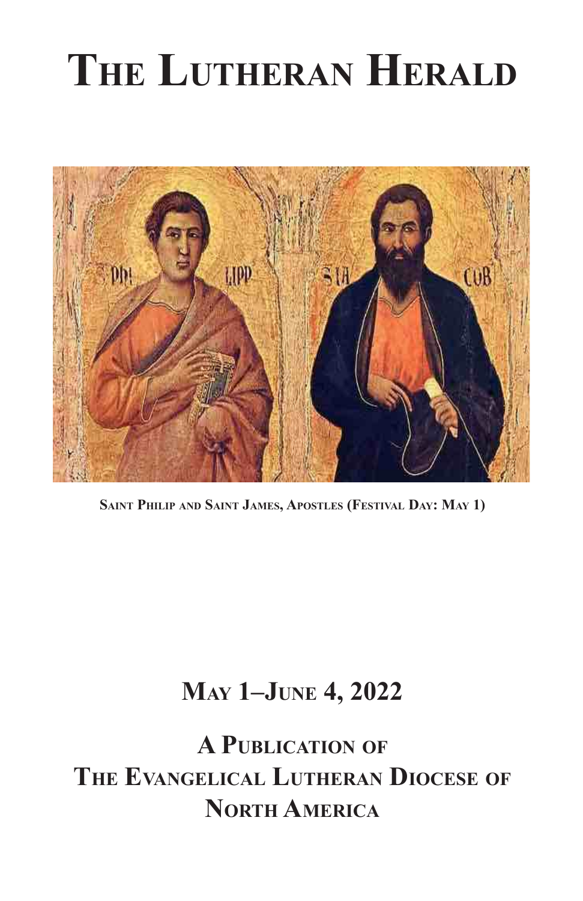# The Lutheran Herald

**Saint Philip and Saint James, Apostles (Festival Day: May 1)**

## May 1–June 4, 2022

## A Publication of The Evangelical Lutheran Diocese of North America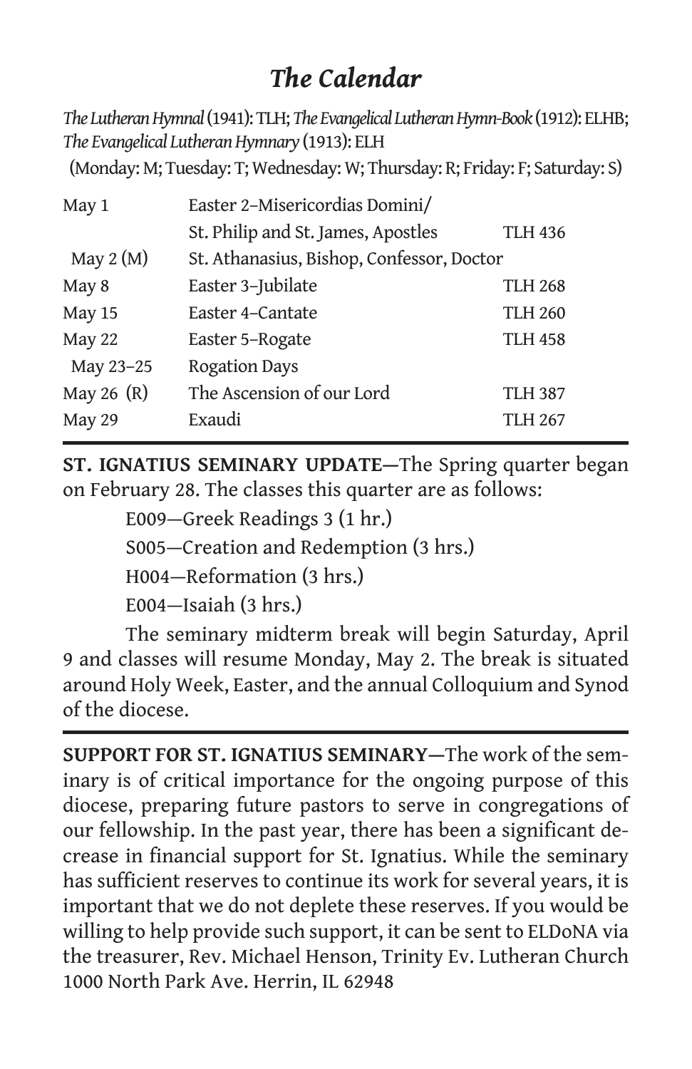# *The Calendar*

*The Lutheran Hymnal* (1941): TLH; *The Evangelical Lutheran Hymn-Book* (1912): ELHB; *The Evangelical Lutheran Hymnary* (1913): ELH
(Monday: M; Tuesday: T; Wednesday: W; Thursday: R; Friday: F; Saturday: S)

| | | |
|---|---|---|
| May 1 | Easter 2–Misericordias Domini/ St. Philip and St. James, Apostles | TLH 436 |
| May 2 (M) | St. Athanasius, Bishop, Confessor, Doctor | |
| May 8 | Easter 3–Jubilate | TLH 268 |
| May 15 | Easter 4–Cantate | TLH 260 |
| May 22 | Easter 5–Rogate | TLH 458 |
| May 23–25 | Rogation Days | |
| May 26 (R) | The Ascension of our Lord | TLH 387 |
| May 29 | Exaudi | TLH 267 |

**ST. IGNATIUS SEMINARY UPDATE**—The Spring quarter began on February 28. The classes this quarter are as follows:

E009—Greek Readings 3 (1 hr.)

S005—Creation and Redemption (3 hrs.)

H004—Reformation (3 hrs.)

E004—Isaiah (3 hrs.)

The seminary midterm break will begin Saturday, April 9 and classes will resume Monday, May 2. The break is situated around Holy Week, Easter, and the annual Colloquium and Synod of the diocese.

**SUPPORT FOR ST. IGNATIUS SEMINARY**—The work of the seminary is of critical importance for the ongoing purpose of this diocese, preparing future pastors to serve in congregations of our fellowship. In the past year, there has been a significant decrease in financial support for St. Ignatius. While the seminary has sufficient reserves to continue its work for several years, it is important that we do not deplete these reserves. If you would be willing to help provide such support, it can be sent to ELDoNA via the treasurer, Rev. Michael Henson, Trinity Ev. Lutheran Church 1000 North Park Ave. Herrin, IL 62948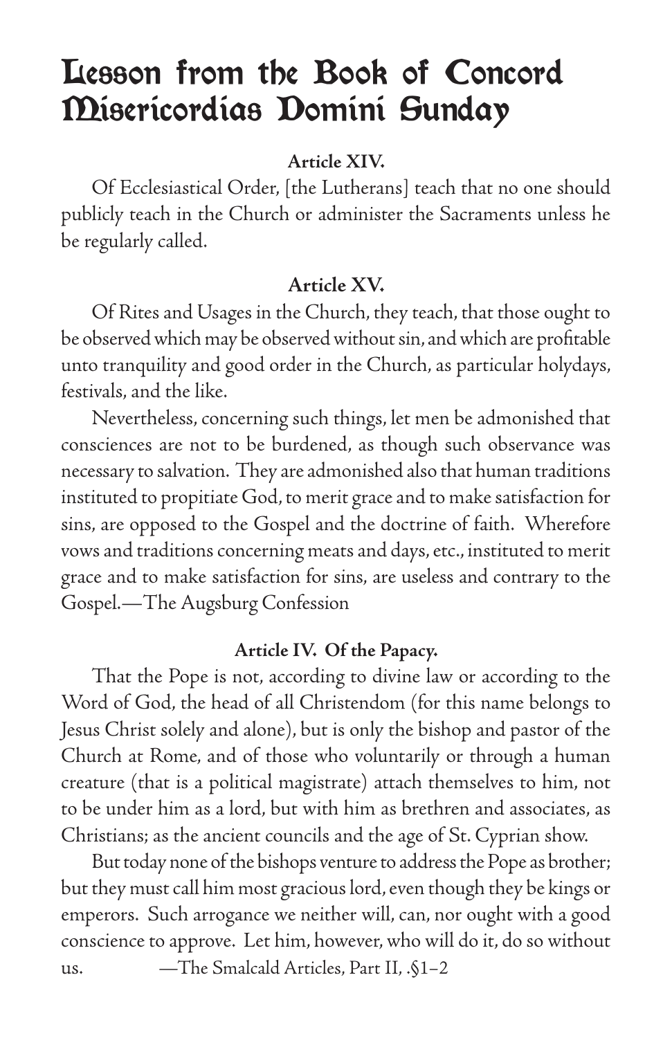# Lesson from the Book of Concord Misericordias Domini Sunday

**Article XIV.**

Of Ecclesiastical Order, [the Lutherans] teach that no one should publicly teach in the Church or administer the Sacraments unless he be regularly called.

**Article XV.**

Of Rites and Usages in the Church, they teach, that those ought to be observed which may be observed without sin, and which are profitable unto tranquility and good order in the Church, as particular holydays, festivals, and the like.

Nevertheless, concerning such things, let men be admonished that consciences are not to be burdened, as though such observance was necessary to salvation. They are admonished also that human traditions instituted to propitiate God, to merit grace and to make satisfaction for sins, are opposed to the Gospel and the doctrine of faith. Wherefore vows and traditions concerning meats and days, etc., instituted to merit grace and to make satisfaction for sins, are useless and contrary to the Gospel.—The Augsburg Confession

**Article IV. Of the Papacy.**

That the Pope is not, according to divine law or according to the Word of God, the head of all Christendom (for this name belongs to Jesus Christ solely and alone), but is only the bishop and pastor of the Church at Rome, and of those who voluntarily or through a human creature (that is a political magistrate) attach themselves to him, not to be under him as a lord, but with him as brethren and associates, as Christians; as the ancient councils and the age of St. Cyprian show.

But today none of the bishops venture to address the Pope as brother; but they must call him most gracious lord, even though they be kings or emperors. Such arrogance we neither will, can, nor ought with a good conscience to approve. Let him, however, who will do it, do so without us. —The Smalcald Articles, Part II, .§1–2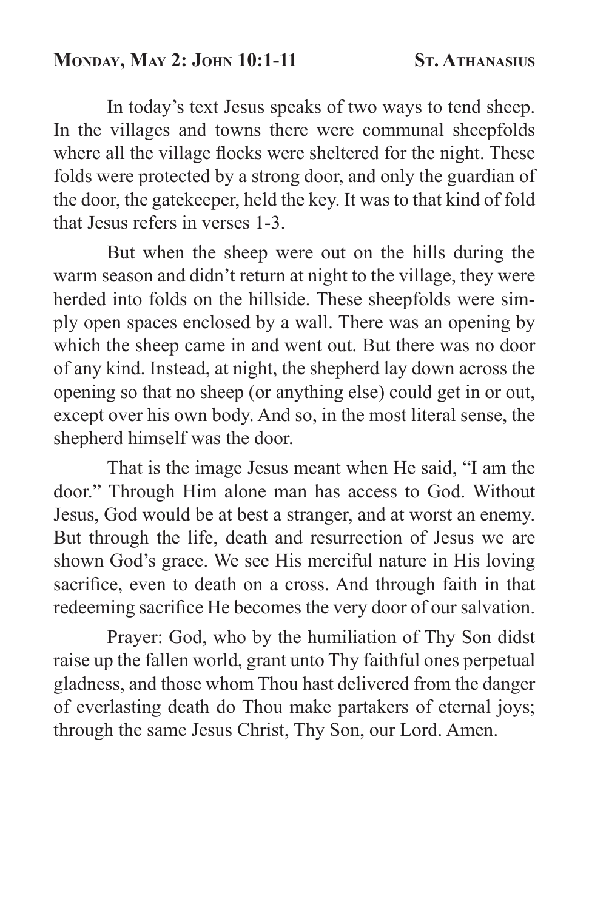## Monday, May 2: John 10:1-11 — St. Athanasius

In today's text Jesus speaks of two ways to tend sheep. In the villages and towns there were communal sheepfolds where all the village flocks were sheltered for the night. These folds were protected by a strong door, and only the guardian of the door, the gatekeeper, held the key. It was to that kind of fold that Jesus refers in verses 1-3.

But when the sheep were out on the hills during the warm season and didn't return at night to the village, they were herded into folds on the hillside. These sheepfolds were simply open spaces enclosed by a wall. There was an opening by which the sheep came in and went out. But there was no door of any kind. Instead, at night, the shepherd lay down across the opening so that no sheep (or anything else) could get in or out, except over his own body. And so, in the most literal sense, the shepherd himself was the door.

That is the image Jesus meant when He said, "I am the door." Through Him alone man has access to God. Without Jesus, God would be at best a stranger, and at worst an enemy. But through the life, death and resurrection of Jesus we are shown God's grace. We see His merciful nature in His loving sacrifice, even to death on a cross. And through faith in that redeeming sacrifice He becomes the very door of our salvation.

Prayer: God, who by the humiliation of Thy Son didst raise up the fallen world, grant unto Thy faithful ones perpetual gladness, and those whom Thou hast delivered from the danger of everlasting death do Thou make partakers of eternal joys; through the same Jesus Christ, Thy Son, our Lord. Amen.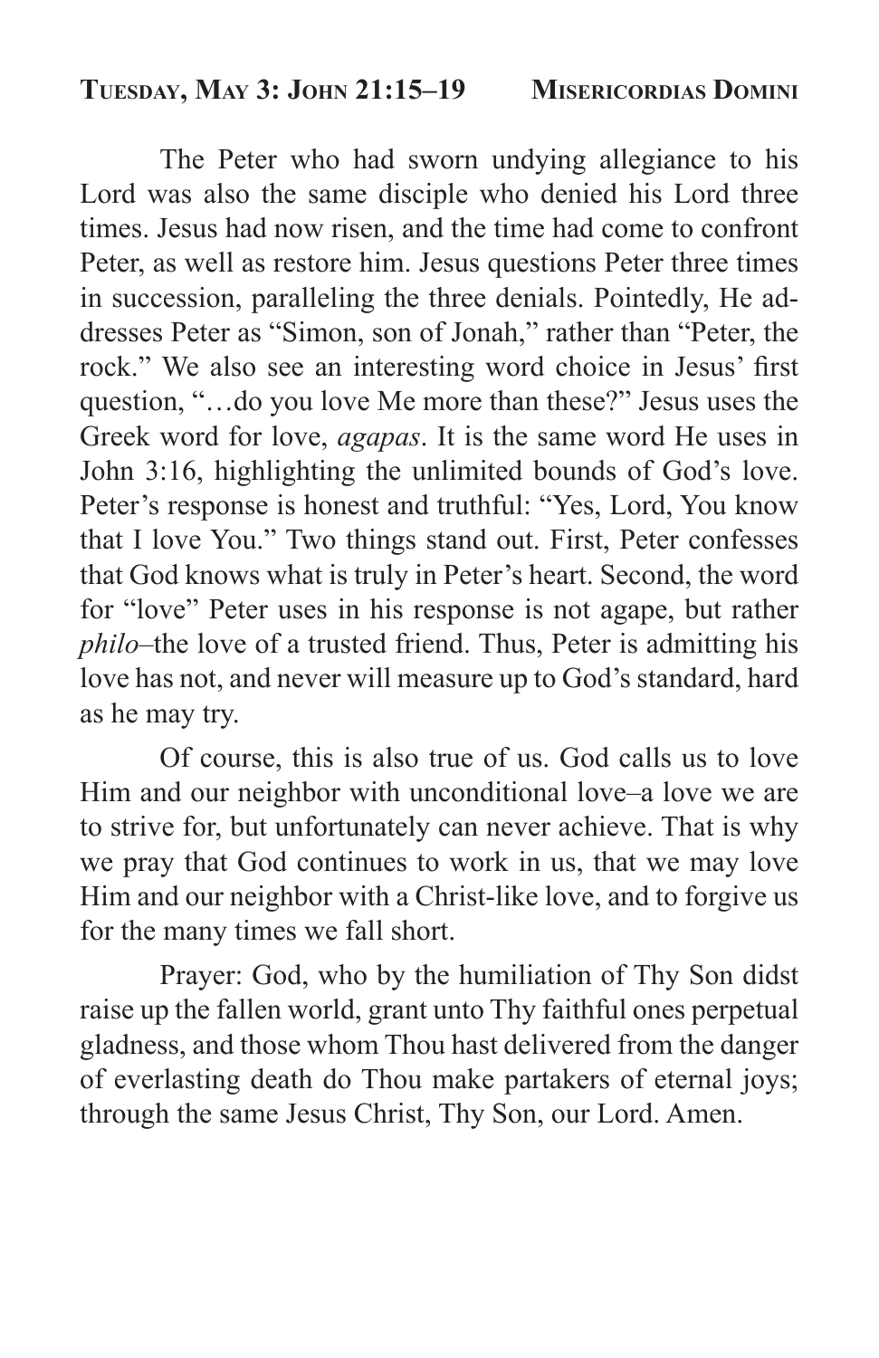## **Tuesday, May 3: John 21:15–19** **Misericordias Domini**

The Peter who had sworn undying allegiance to his Lord was also the same disciple who denied his Lord three times. Jesus had now risen, and the time had come to confront Peter, as well as restore him. Jesus questions Peter three times in succession, paralleling the three denials. Pointedly, He addresses Peter as "Simon, son of Jonah," rather than "Peter, the rock." We also see an interesting word choice in Jesus' first question, "…do you love Me more than these?" Jesus uses the Greek word for love, *agapas*. It is the same word He uses in John 3:16, highlighting the unlimited bounds of God's love. Peter's response is honest and truthful: "Yes, Lord, You know that I love You." Two things stand out. First, Peter confesses that God knows what is truly in Peter's heart. Second, the word for "love" Peter uses in his response is not agape, but rather *philo*–the love of a trusted friend. Thus, Peter is admitting his love has not, and never will measure up to God's standard, hard as he may try.

Of course, this is also true of us. God calls us to love Him and our neighbor with unconditional love–a love we are to strive for, but unfortunately can never achieve. That is why we pray that God continues to work in us, that we may love Him and our neighbor with a Christ-like love, and to forgive us for the many times we fall short.

Prayer: God, who by the humiliation of Thy Son didst raise up the fallen world, grant unto Thy faithful ones perpetual gladness, and those whom Thou hast delivered from the danger of everlasting death do Thou make partakers of eternal joys; through the same Jesus Christ, Thy Son, our Lord. Amen.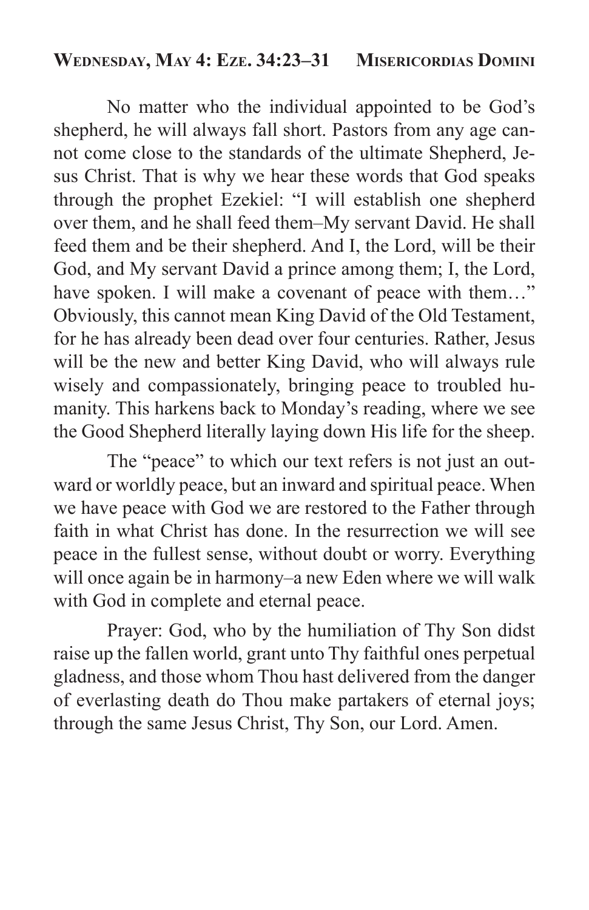## Wednesday, May 4: Eze. 34:23–31 Misericordias Domini

No matter who the individual appointed to be God's shepherd, he will always fall short. Pastors from any age cannot come close to the standards of the ultimate Shepherd, Jesus Christ. That is why we hear these words that God speaks through the prophet Ezekiel: "I will establish one shepherd over them, and he shall feed them–My servant David. He shall feed them and be their shepherd. And I, the Lord, will be their God, and My servant David a prince among them; I, the Lord, have spoken. I will make a covenant of peace with them…" Obviously, this cannot mean King David of the Old Testament, for he has already been dead over four centuries. Rather, Jesus will be the new and better King David, who will always rule wisely and compassionately, bringing peace to troubled humanity. This harkens back to Monday's reading, where we see the Good Shepherd literally laying down His life for the sheep.

The "peace" to which our text refers is not just an outward or worldly peace, but an inward and spiritual peace. When we have peace with God we are restored to the Father through faith in what Christ has done. In the resurrection we will see peace in the fullest sense, without doubt or worry. Everything will once again be in harmony–a new Eden where we will walk with God in complete and eternal peace.

Prayer: God, who by the humiliation of Thy Son didst raise up the fallen world, grant unto Thy faithful ones perpetual gladness, and those whom Thou hast delivered from the danger of everlasting death do Thou make partakers of eternal joys; through the same Jesus Christ, Thy Son, our Lord. Amen.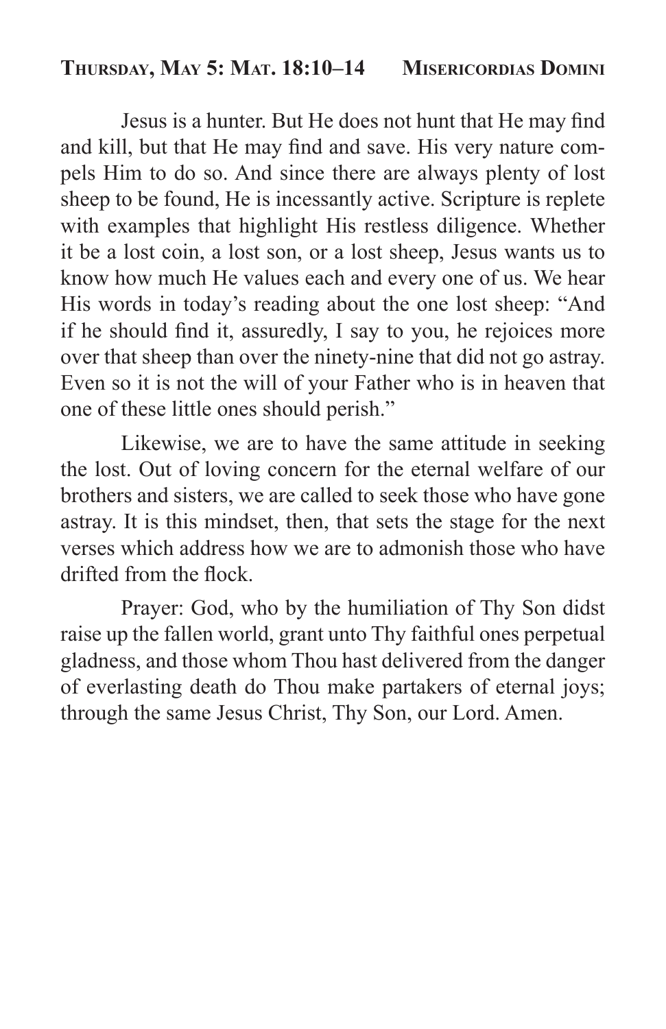**Thursday, May 5: Mat. 18:10–14 Misericordias Domini**

Jesus is a hunter. But He does not hunt that He may find and kill, but that He may find and save. His very nature compels Him to do so. And since there are always plenty of lost sheep to be found, He is incessantly active. Scripture is replete with examples that highlight His restless diligence. Whether it be a lost coin, a lost son, or a lost sheep, Jesus wants us to know how much He values each and every one of us. We hear His words in today's reading about the one lost sheep: "And if he should find it, assuredly, I say to you, he rejoices more over that sheep than over the ninety-nine that did not go astray. Even so it is not the will of your Father who is in heaven that one of these little ones should perish."

Likewise, we are to have the same attitude in seeking the lost. Out of loving concern for the eternal welfare of our brothers and sisters, we are called to seek those who have gone astray. It is this mindset, then, that sets the stage for the next verses which address how we are to admonish those who have drifted from the flock.

Prayer: God, who by the humiliation of Thy Son didst raise up the fallen world, grant unto Thy faithful ones perpetual gladness, and those whom Thou hast delivered from the danger of everlasting death do Thou make partakers of eternal joys; through the same Jesus Christ, Thy Son, our Lord. Amen.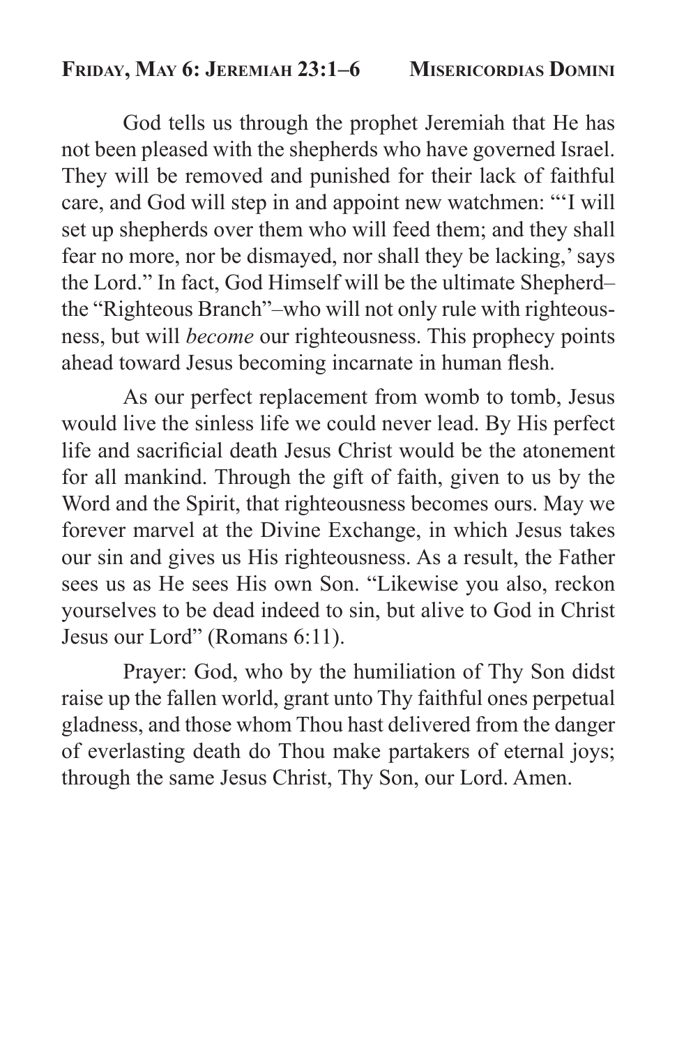**Friday, May 6: Jeremiah 23:1–6 Misericordias Domini**

God tells us through the prophet Jeremiah that He has not been pleased with the shepherds who have governed Israel. They will be removed and punished for their lack of faithful care, and God will step in and appoint new watchmen: "'I will set up shepherds over them who will feed them; and they shall fear no more, nor be dismayed, nor shall they be lacking,' says the Lord." In fact, God Himself will be the ultimate Shepherd–the "Righteous Branch"–who will not only rule with righteousness, but will *become* our righteousness. This prophecy points ahead toward Jesus becoming incarnate in human flesh.

As our perfect replacement from womb to tomb, Jesus would live the sinless life we could never lead. By His perfect life and sacrificial death Jesus Christ would be the atonement for all mankind. Through the gift of faith, given to us by the Word and the Spirit, that righteousness becomes ours. May we forever marvel at the Divine Exchange, in which Jesus takes our sin and gives us His righteousness. As a result, the Father sees us as He sees His own Son. "Likewise you also, reckon yourselves to be dead indeed to sin, but alive to God in Christ Jesus our Lord" (Romans 6:11).

Prayer: God, who by the humiliation of Thy Son didst raise up the fallen world, grant unto Thy faithful ones perpetual gladness, and those whom Thou hast delivered from the danger of everlasting death do Thou make partakers of eternal joys; through the same Jesus Christ, Thy Son, our Lord. Amen.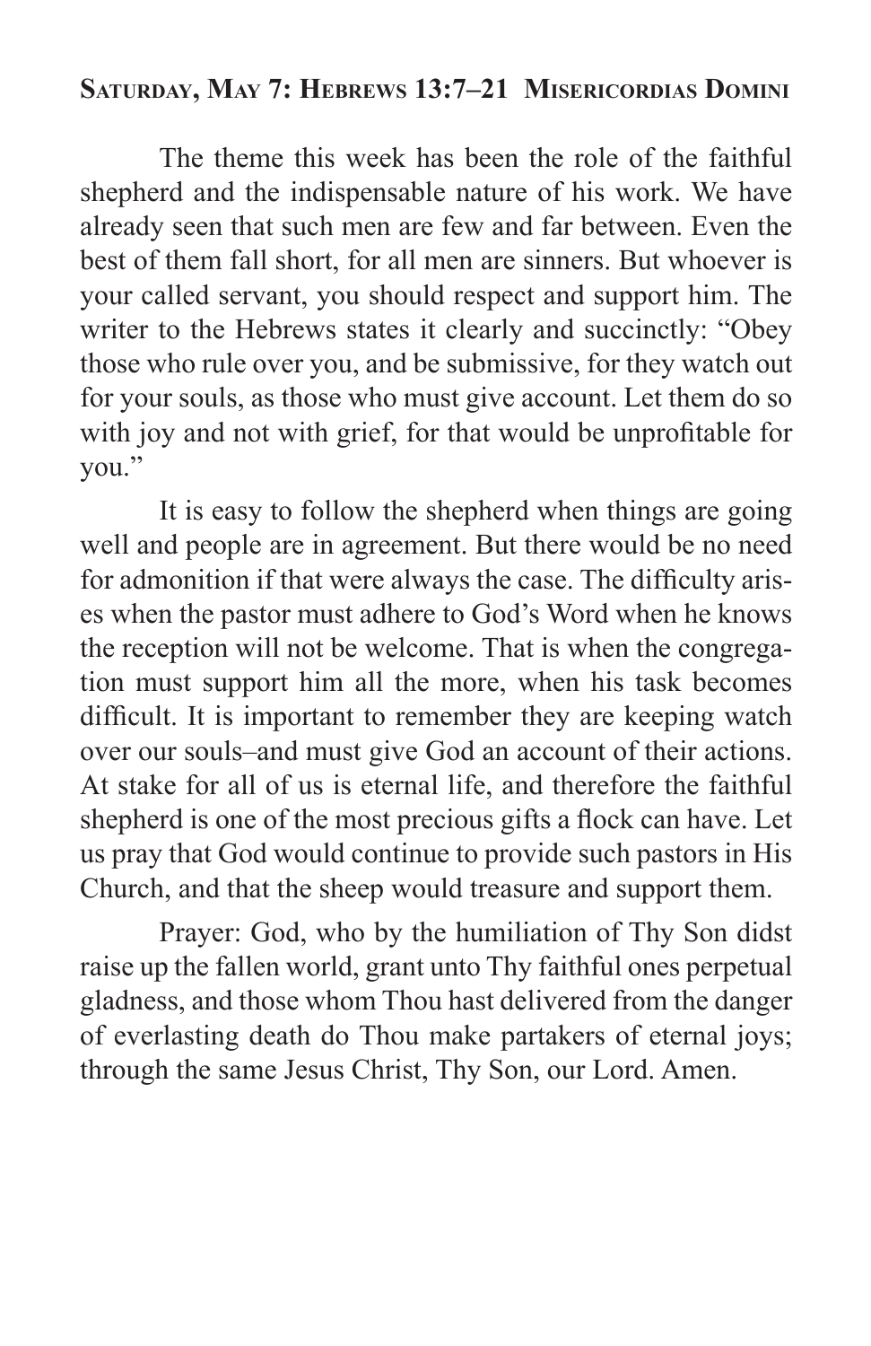## Saturday, May 7: Hebrews 13:7–21 Misericordias Domini

The theme this week has been the role of the faithful shepherd and the indispensable nature of his work. We have already seen that such men are few and far between. Even the best of them fall short, for all men are sinners. But whoever is your called servant, you should respect and support him. The writer to the Hebrews states it clearly and succinctly: "Obey those who rule over you, and be submissive, for they watch out for your souls, as those who must give account. Let them do so with joy and not with grief, for that would be unprofitable for you."

It is easy to follow the shepherd when things are going well and people are in agreement. But there would be no need for admonition if that were always the case. The difficulty arises when the pastor must adhere to God's Word when he knows the reception will not be welcome. That is when the congregation must support him all the more, when his task becomes difficult. It is important to remember they are keeping watch over our souls–and must give God an account of their actions. At stake for all of us is eternal life, and therefore the faithful shepherd is one of the most precious gifts a flock can have. Let us pray that God would continue to provide such pastors in His Church, and that the sheep would treasure and support them.

Prayer: God, who by the humiliation of Thy Son didst raise up the fallen world, grant unto Thy faithful ones perpetual gladness, and those whom Thou hast delivered from the danger of everlasting death do Thou make partakers of eternal joys; through the same Jesus Christ, Thy Son, our Lord. Amen.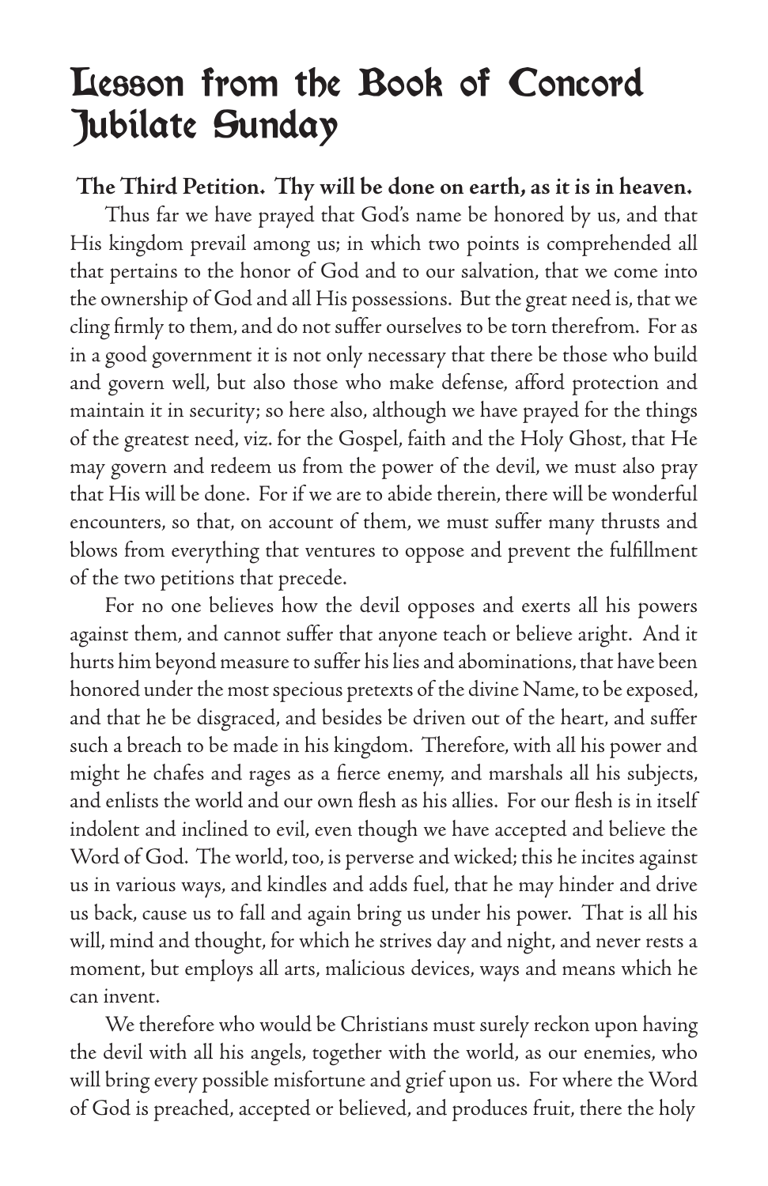# Lesson from the Book of Concord
# Jubilate Sunday

**The Third Petition. Thy will be done on earth, as it is in heaven.**

Thus far we have prayed that God's name be honored by us, and that His kingdom prevail among us; in which two points is comprehended all that pertains to the honor of God and to our salvation, that we come into the ownership of God and all His possessions. But the great need is, that we cling firmly to them, and do not suffer ourselves to be torn therefrom. For as in a good government it is not only necessary that there be those who build and govern well, but also those who make defense, afford protection and maintain it in security; so here also, although we have prayed for the things of the greatest need, viz. for the Gospel, faith and the Holy Ghost, that He may govern and redeem us from the power of the devil, we must also pray that His will be done. For if we are to abide therein, there will be wonderful encounters, so that, on account of them, we must suffer many thrusts and blows from everything that ventures to oppose and prevent the fulfillment of the two petitions that precede.

For no one believes how the devil opposes and exerts all his powers against them, and cannot suffer that anyone teach or believe aright. And it hurts him beyond measure to suffer his lies and abominations, that have been honored under the most specious pretexts of the divine Name, to be exposed, and that he be disgraced, and besides be driven out of the heart, and suffer such a breach to be made in his kingdom. Therefore, with all his power and might he chafes and rages as a fierce enemy, and marshals all his subjects, and enlists the world and our own flesh as his allies. For our flesh is in itself indolent and inclined to evil, even though we have accepted and believe the Word of God. The world, too, is perverse and wicked; this he incites against us in various ways, and kindles and adds fuel, that he may hinder and drive us back, cause us to fall and again bring us under his power. That is all his will, mind and thought, for which he strives day and night, and never rests a moment, but employs all arts, malicious devices, ways and means which he can invent.

We therefore who would be Christians must surely reckon upon having the devil with all his angels, together with the world, as our enemies, who will bring every possible misfortune and grief upon us. For where the Word of God is preached, accepted or believed, and produces fruit, there the holy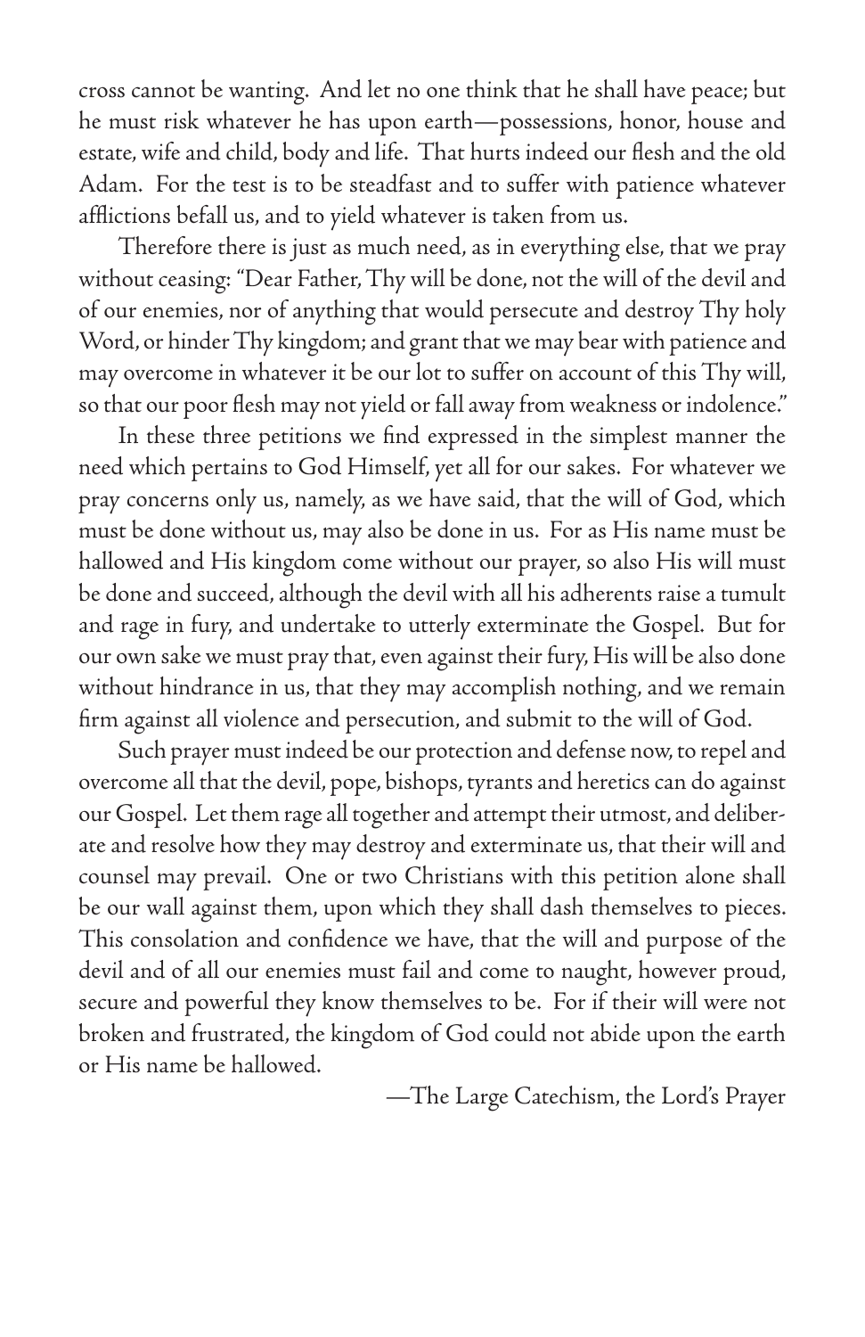cross cannot be wanting. And let no one think that he shall have peace; but he must risk whatever he has upon earth—possessions, honor, house and estate, wife and child, body and life. That hurts indeed our flesh and the old Adam. For the test is to be steadfast and to suffer with patience whatever afflictions befall us, and to yield whatever is taken from us.

Therefore there is just as much need, as in everything else, that we pray without ceasing: "Dear Father, Thy will be done, not the will of the devil and of our enemies, nor of anything that would persecute and destroy Thy holy Word, or hinder Thy kingdom; and grant that we may bear with patience and may overcome in whatever it be our lot to suffer on account of this Thy will, so that our poor flesh may not yield or fall away from weakness or indolence."

In these three petitions we find expressed in the simplest manner the need which pertains to God Himself, yet all for our sakes. For whatever we pray concerns only us, namely, as we have said, that the will of God, which must be done without us, may also be done in us. For as His name must be hallowed and His kingdom come without our prayer, so also His will must be done and succeed, although the devil with all his adherents raise a tumult and rage in fury, and undertake to utterly exterminate the Gospel. But for our own sake we must pray that, even against their fury, His will be also done without hindrance in us, that they may accomplish nothing, and we remain firm against all violence and persecution, and submit to the will of God.

Such prayer must indeed be our protection and defense now, to repel and overcome all that the devil, pope, bishops, tyrants and heretics can do against our Gospel. Let them rage all together and attempt their utmost, and deliberate and resolve how they may destroy and exterminate us, that their will and counsel may prevail. One or two Christians with this petition alone shall be our wall against them, upon which they shall dash themselves to pieces. This consolation and confidence we have, that the will and purpose of the devil and of all our enemies must fail and come to naught, however proud, secure and powerful they know themselves to be. For if their will were not broken and frustrated, the kingdom of God could not abide upon the earth or His name be hallowed.

—The Large Catechism, the Lord's Prayer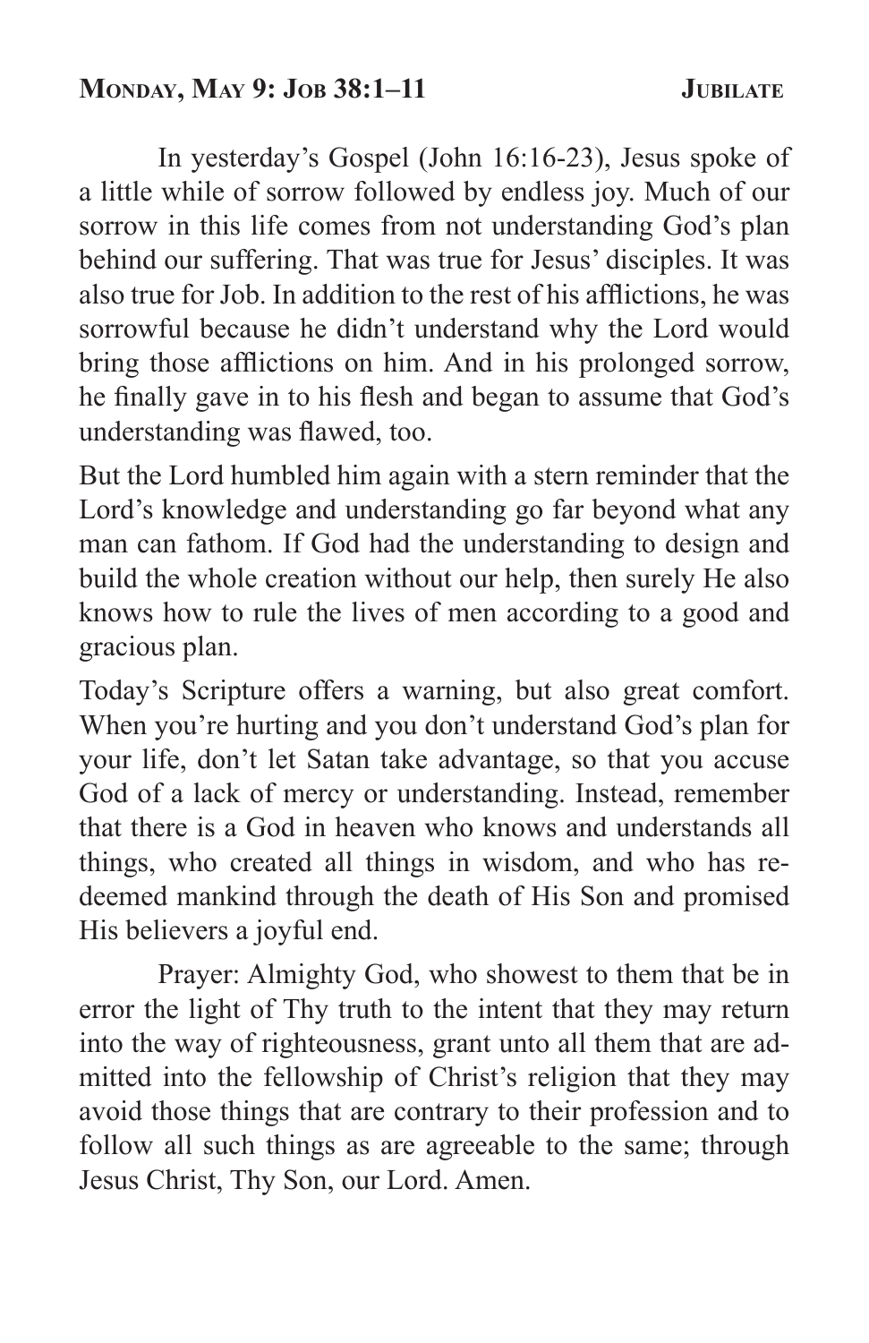## **Monday, May 9: Job 38:1–11** **Jubilate**

In yesterday's Gospel (John 16:16-23), Jesus spoke of a little while of sorrow followed by endless joy. Much of our sorrow in this life comes from not understanding God's plan behind our suffering. That was true for Jesus' disciples. It was also true for Job. In addition to the rest of his afflictions, he was sorrowful because he didn't understand why the Lord would bring those afflictions on him. And in his prolonged sorrow, he finally gave in to his flesh and began to assume that God's understanding was flawed, too.

But the Lord humbled him again with a stern reminder that the Lord's knowledge and understanding go far beyond what any man can fathom. If God had the understanding to design and build the whole creation without our help, then surely He also knows how to rule the lives of men according to a good and gracious plan.

Today's Scripture offers a warning, but also great comfort. When you're hurting and you don't understand God's plan for your life, don't let Satan take advantage, so that you accuse God of a lack of mercy or understanding. Instead, remember that there is a God in heaven who knows and understands all things, who created all things in wisdom, and who has redeemed mankind through the death of His Son and promised His believers a joyful end.

Prayer: Almighty God, who showest to them that be in error the light of Thy truth to the intent that they may return into the way of righteousness, grant unto all them that are admitted into the fellowship of Christ's religion that they may avoid those things that are contrary to their profession and to follow all such things as are agreeable to the same; through Jesus Christ, Thy Son, our Lord. Amen.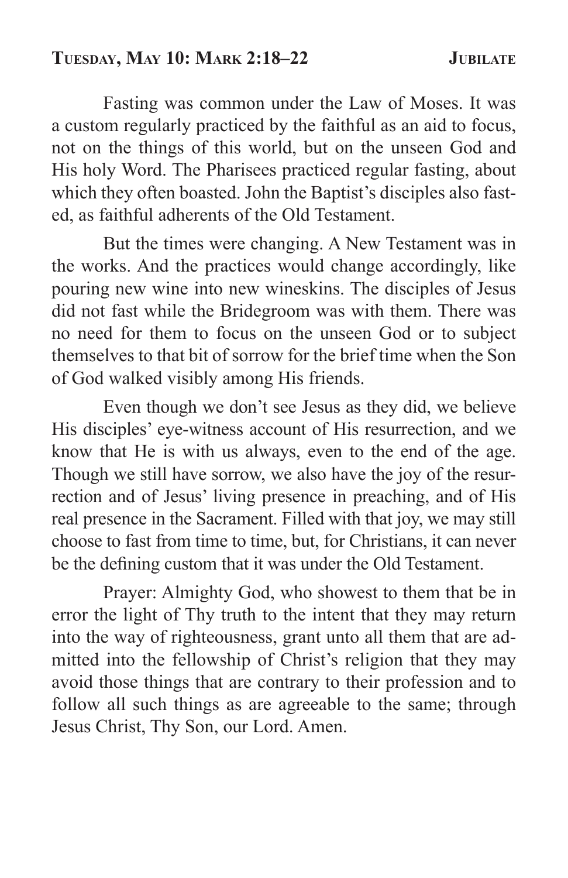## Tuesday, May 10: Mark 2:18–22

Fasting was common under the Law of Moses. It was a custom regularly practiced by the faithful as an aid to focus, not on the things of this world, but on the unseen God and His holy Word. The Pharisees practiced regular fasting, about which they often boasted. John the Baptist's disciples also fasted, as faithful adherents of the Old Testament.

But the times were changing. A New Testament was in the works. And the practices would change accordingly, like pouring new wine into new wineskins. The disciples of Jesus did not fast while the Bridegroom was with them. There was no need for them to focus on the unseen God or to subject themselves to that bit of sorrow for the brief time when the Son of God walked visibly among His friends.

Even though we don't see Jesus as they did, we believe His disciples' eye-witness account of His resurrection, and we know that He is with us always, even to the end of the age. Though we still have sorrow, we also have the joy of the resurrection and of Jesus' living presence in preaching, and of His real presence in the Sacrament. Filled with that joy, we may still choose to fast from time to time, but, for Christians, it can never be the defining custom that it was under the Old Testament.

Prayer: Almighty God, who showest to them that be in error the light of Thy truth to the intent that they may return into the way of righteousness, grant unto all them that are admitted into the fellowship of Christ's religion that they may avoid those things that are contrary to their profession and to follow all such things as are agreeable to the same; through Jesus Christ, Thy Son, our Lord. Amen.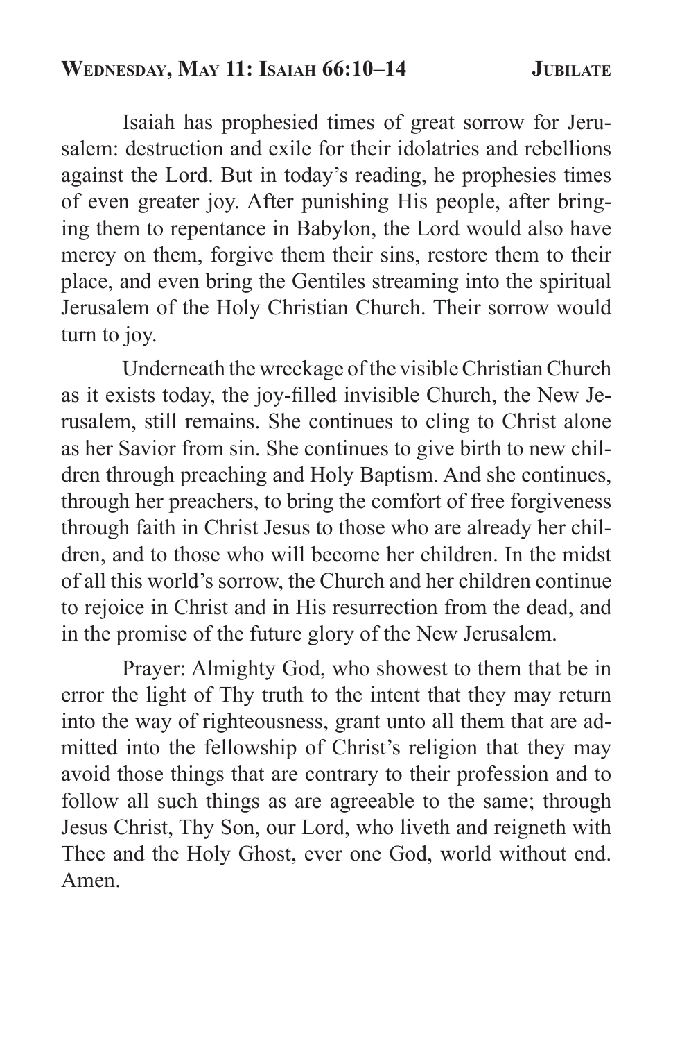## Wednesday, May 11: Isaiah 66:10–14

Isaiah has prophesied times of great sorrow for Jerusalem: destruction and exile for their idolatries and rebellions against the Lord. But in today's reading, he prophesies times of even greater joy. After punishing His people, after bringing them to repentance in Babylon, the Lord would also have mercy on them, forgive them their sins, restore them to their place, and even bring the Gentiles streaming into the spiritual Jerusalem of the Holy Christian Church. Their sorrow would turn to joy.

Underneath the wreckage of the visible Christian Church as it exists today, the joy-filled invisible Church, the New Jerusalem, still remains. She continues to cling to Christ alone as her Savior from sin. She continues to give birth to new children through preaching and Holy Baptism. And she continues, through her preachers, to bring the comfort of free forgiveness through faith in Christ Jesus to those who are already her children, and to those who will become her children. In the midst of all this world's sorrow, the Church and her children continue to rejoice in Christ and in His resurrection from the dead, and in the promise of the future glory of the New Jerusalem.

Prayer: Almighty God, who showest to them that be in error the light of Thy truth to the intent that they may return into the way of righteousness, grant unto all them that are admitted into the fellowship of Christ's religion that they may avoid those things that are contrary to their profession and to follow all such things as are agreeable to the same; through Jesus Christ, Thy Son, our Lord, who liveth and reigneth with Thee and the Holy Ghost, ever one God, world without end. Amen.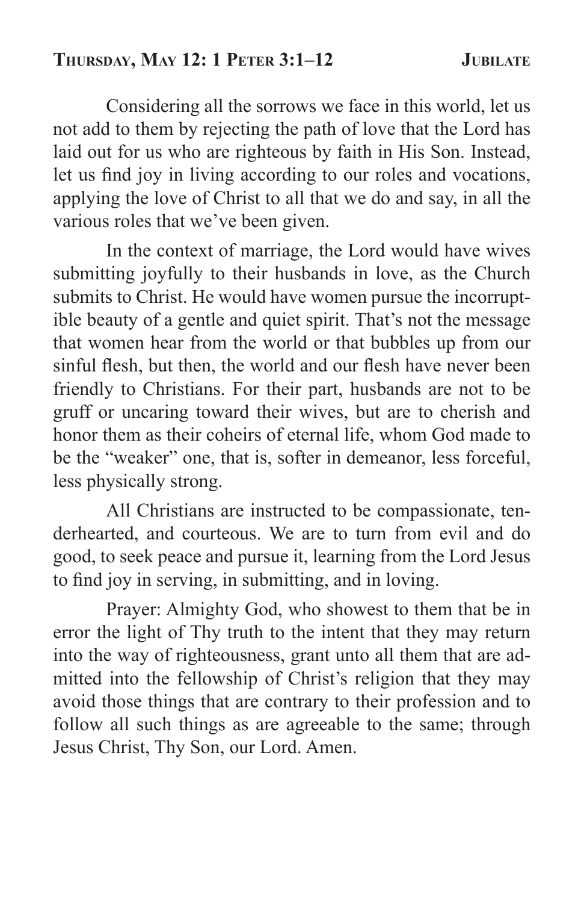## Thursday, May 12: 1 Peter 3:1–12 — Jubilate

Considering all the sorrows we face in this world, let us not add to them by rejecting the path of love that the Lord has laid out for us who are righteous by faith in His Son. Instead, let us find joy in living according to our roles and vocations, applying the love of Christ to all that we do and say, in all the various roles that we've been given.

In the context of marriage, the Lord would have wives submitting joyfully to their husbands in love, as the Church submits to Christ. He would have women pursue the incorruptible beauty of a gentle and quiet spirit. That's not the message that women hear from the world or that bubbles up from our sinful flesh, but then, the world and our flesh have never been friendly to Christians. For their part, husbands are not to be gruff or uncaring toward their wives, but are to cherish and honor them as their coheirs of eternal life, whom God made to be the "weaker" one, that is, softer in demeanor, less forceful, less physically strong.

All Christians are instructed to be compassionate, tenderhearted, and courteous. We are to turn from evil and do good, to seek peace and pursue it, learning from the Lord Jesus to find joy in serving, in submitting, and in loving.

Prayer: Almighty God, who showest to them that be in error the light of Thy truth to the intent that they may return into the way of righteousness, grant unto all them that are admitted into the fellowship of Christ's religion that they may avoid those things that are contrary to their profession and to follow all such things as are agreeable to the same; through Jesus Christ, Thy Son, our Lord. Amen.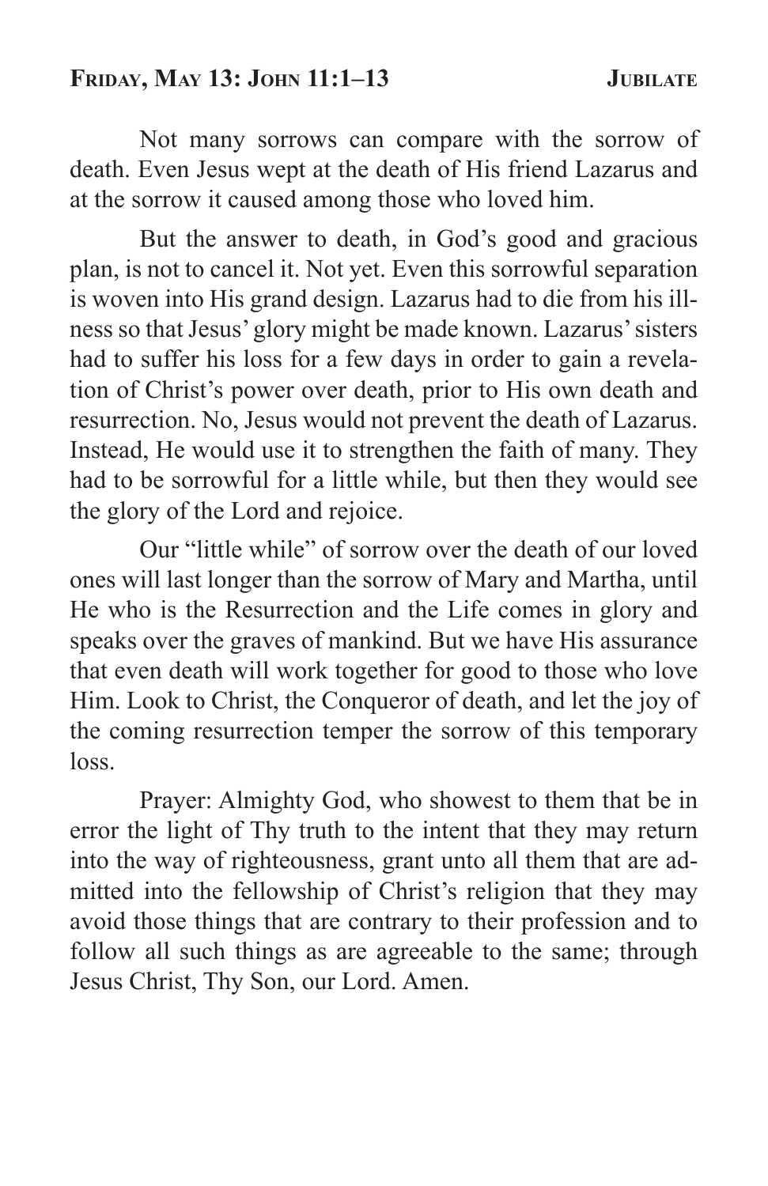## Friday, May 13: John 11:1–13

Not many sorrows can compare with the sorrow of death. Even Jesus wept at the death of His friend Lazarus and at the sorrow it caused among those who loved him.

But the answer to death, in God's good and gracious plan, is not to cancel it. Not yet. Even this sorrowful separation is woven into His grand design. Lazarus had to die from his illness so that Jesus' glory might be made known. Lazarus' sisters had to suffer his loss for a few days in order to gain a revelation of Christ's power over death, prior to His own death and resurrection. No, Jesus would not prevent the death of Lazarus. Instead, He would use it to strengthen the faith of many. They had to be sorrowful for a little while, but then they would see the glory of the Lord and rejoice.

Our "little while" of sorrow over the death of our loved ones will last longer than the sorrow of Mary and Martha, until He who is the Resurrection and the Life comes in glory and speaks over the graves of mankind. But we have His assurance that even death will work together for good to those who love Him. Look to Christ, the Conqueror of death, and let the joy of the coming resurrection temper the sorrow of this temporary loss.

Prayer: Almighty God, who showest to them that be in error the light of Thy truth to the intent that they may return into the way of righteousness, grant unto all them that are admitted into the fellowship of Christ's religion that they may avoid those things that are contrary to their profession and to follow all such things as are agreeable to the same; through Jesus Christ, Thy Son, our Lord. Amen.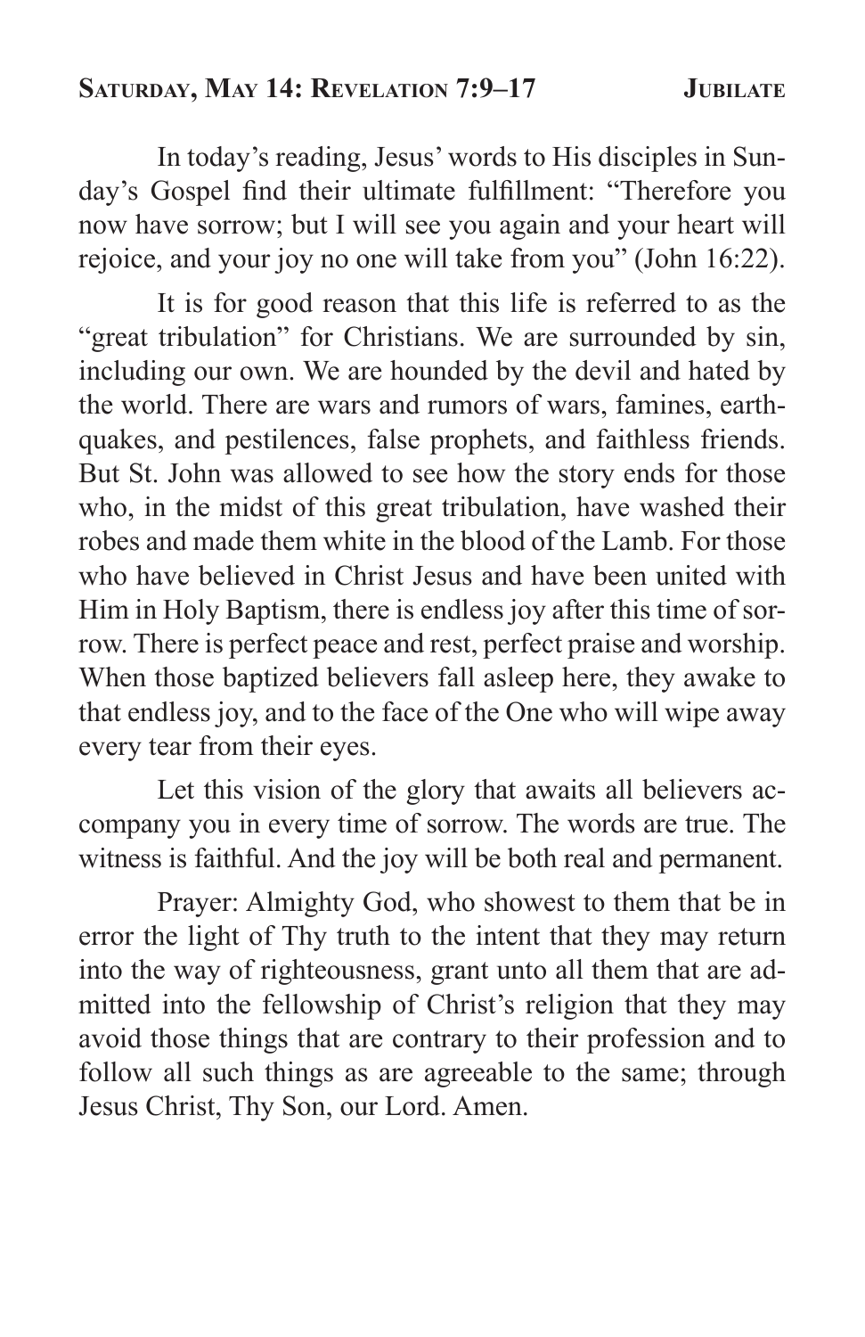## Saturday, May 14: Revelation 7:9–17 — Jubilate

In today's reading, Jesus' words to His disciples in Sunday's Gospel find their ultimate fulfillment: "Therefore you now have sorrow; but I will see you again and your heart will rejoice, and your joy no one will take from you" (John 16:22).

It is for good reason that this life is referred to as the "great tribulation" for Christians. We are surrounded by sin, including our own. We are hounded by the devil and hated by the world. There are wars and rumors of wars, famines, earthquakes, and pestilences, false prophets, and faithless friends. But St. John was allowed to see how the story ends for those who, in the midst of this great tribulation, have washed their robes and made them white in the blood of the Lamb. For those who have believed in Christ Jesus and have been united with Him in Holy Baptism, there is endless joy after this time of sorrow. There is perfect peace and rest, perfect praise and worship. When those baptized believers fall asleep here, they awake to that endless joy, and to the face of the One who will wipe away every tear from their eyes.

Let this vision of the glory that awaits all believers accompany you in every time of sorrow. The words are true. The witness is faithful. And the joy will be both real and permanent.

Prayer: Almighty God, who showest to them that be in error the light of Thy truth to the intent that they may return into the way of righteousness, grant unto all them that are admitted into the fellowship of Christ's religion that they may avoid those things that are contrary to their profession and to follow all such things as are agreeable to the same; through Jesus Christ, Thy Son, our Lord. Amen.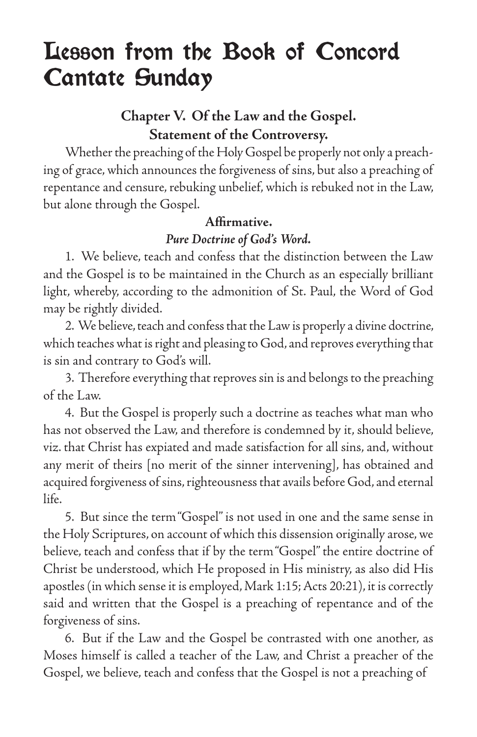# Lesson from the Book of Concord Cantate Sunday

**Chapter V. Of the Law and the Gospel.**
**Statement of the Controversy.**

Whether the preaching of the Holy Gospel be properly not only a preaching of grace, which announces the forgiveness of sins, but also a preaching of repentance and censure, rebuking unbelief, which is rebuked not in the Law, but alone through the Gospel.

**Affirmative.**

***Pure Doctrine of God's Word.***

1. We believe, teach and confess that the distinction between the Law and the Gospel is to be maintained in the Church as an especially brilliant light, whereby, according to the admonition of St. Paul, the Word of God may be rightly divided.

2. We believe, teach and confess that the Law is properly a divine doctrine, which teaches what is right and pleasing to God, and reproves everything that is sin and contrary to God's will.

3. Therefore everything that reproves sin is and belongs to the preaching of the Law.

4. But the Gospel is properly such a doctrine as teaches what man who has not observed the Law, and therefore is condemned by it, should believe, viz. that Christ has expiated and made satisfaction for all sins, and, without any merit of theirs [no merit of the sinner intervening], has obtained and acquired forgiveness of sins, righteousness that avails before God, and eternal life.

5. But since the term "Gospel" is not used in one and the same sense in the Holy Scriptures, on account of which this dissension originally arose, we believe, teach and confess that if by the term "Gospel" the entire doctrine of Christ be understood, which He proposed in His ministry, as also did His apostles (in which sense it is employed, Mark 1:15; Acts 20:21), it is correctly said and written that the Gospel is a preaching of repentance and of the forgiveness of sins.

6. But if the Law and the Gospel be contrasted with one another, as Moses himself is called a teacher of the Law, and Christ a preacher of the Gospel, we believe, teach and confess that the Gospel is not a preaching of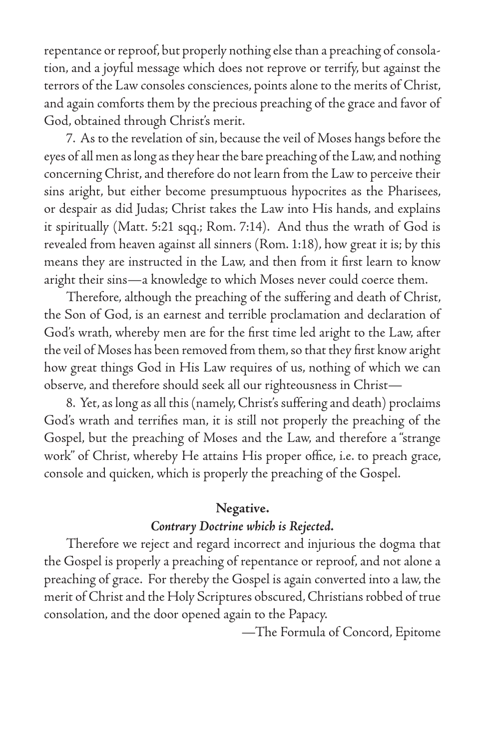repentance or reproof, but properly nothing else than a preaching of consolation, and a joyful message which does not reprove or terrify, but against the terrors of the Law consoles consciences, points alone to the merits of Christ, and again comforts them by the precious preaching of the grace and favor of God, obtained through Christ's merit.

7. As to the revelation of sin, because the veil of Moses hangs before the eyes of all men as long as they hear the bare preaching of the Law, and nothing concerning Christ, and therefore do not learn from the Law to perceive their sins aright, but either become presumptuous hypocrites as the Pharisees, or despair as did Judas; Christ takes the Law into His hands, and explains it spiritually (Matt. 5:21 sqq.; Rom. 7:14). And thus the wrath of God is revealed from heaven against all sinners (Rom. 1:18), how great it is; by this means they are instructed in the Law, and then from it first learn to know aright their sins—a knowledge to which Moses never could coerce them.

Therefore, although the preaching of the suffering and death of Christ, the Son of God, is an earnest and terrible proclamation and declaration of God's wrath, whereby men are for the first time led aright to the Law, after the veil of Moses has been removed from them, so that they first know aright how great things God in His Law requires of us, nothing of which we can observe, and therefore should seek all our righteousness in Christ—

8. Yet, as long as all this (namely, Christ's suffering and death) proclaims God's wrath and terrifies man, it is still not properly the preaching of the Gospel, but the preaching of Moses and the Law, and therefore a "strange work" of Christ, whereby He attains His proper office, i.e. to preach grace, console and quicken, which is properly the preaching of the Gospel.

**Negative.**

***Contrary Doctrine which is Rejected.***

Therefore we reject and regard incorrect and injurious the dogma that the Gospel is properly a preaching of repentance or reproof, and not alone a preaching of grace. For thereby the Gospel is again converted into a law, the merit of Christ and the Holy Scriptures obscured, Christians robbed of true consolation, and the door opened again to the Papacy.

—The Formula of Concord, Epitome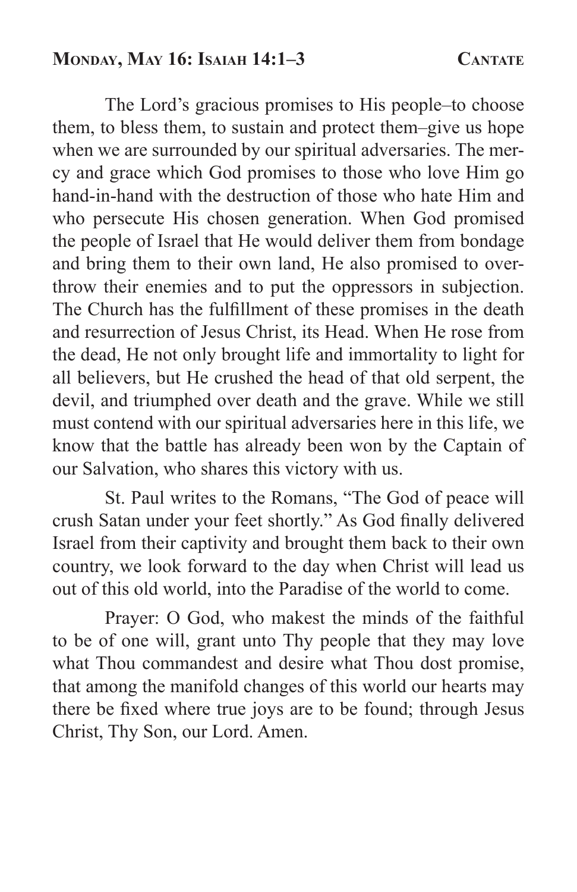## Monday, May 16: Isaiah 14:1–3

The Lord's gracious promises to His people–to choose them, to bless them, to sustain and protect them–give us hope when we are surrounded by our spiritual adversaries. The mercy and grace which God promises to those who love Him go hand-in-hand with the destruction of those who hate Him and who persecute His chosen generation. When God promised the people of Israel that He would deliver them from bondage and bring them to their own land, He also promised to overthrow their enemies and to put the oppressors in subjection. The Church has the fulfillment of these promises in the death and resurrection of Jesus Christ, its Head. When He rose from the dead, He not only brought life and immortality to light for all believers, but He crushed the head of that old serpent, the devil, and triumphed over death and the grave. While we still must contend with our spiritual adversaries here in this life, we know that the battle has already been won by the Captain of our Salvation, who shares this victory with us.

St. Paul writes to the Romans, "The God of peace will crush Satan under your feet shortly." As God finally delivered Israel from their captivity and brought them back to their own country, we look forward to the day when Christ will lead us out of this old world, into the Paradise of the world to come.

Prayer: O God, who makest the minds of the faithful to be of one will, grant unto Thy people that they may love what Thou commandest and desire what Thou dost promise, that among the manifold changes of this world our hearts may there be fixed where true joys are to be found; through Jesus Christ, Thy Son, our Lord. Amen.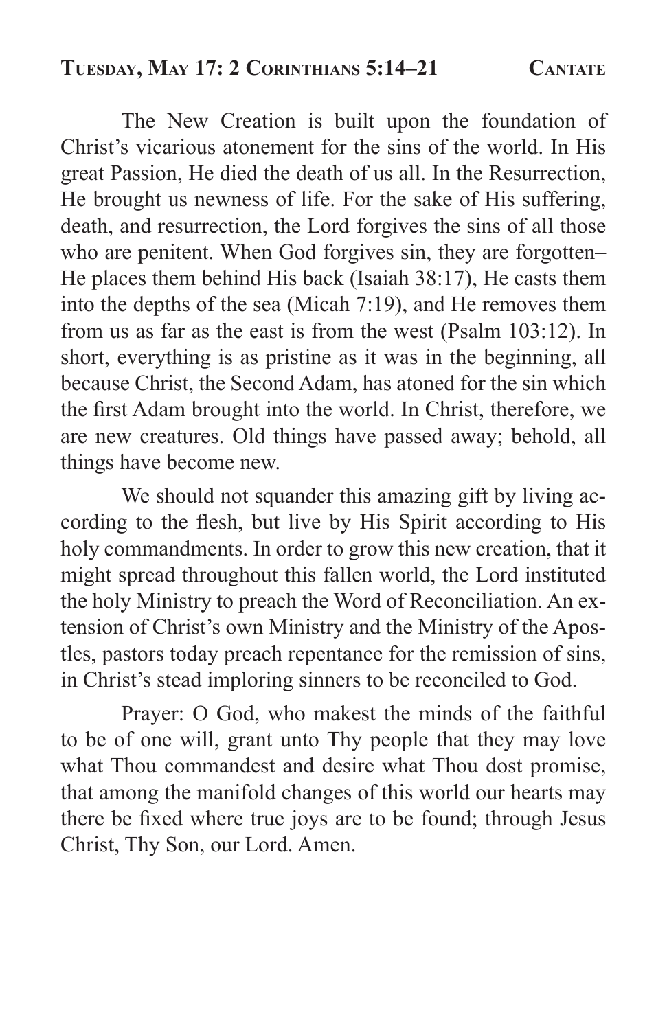## Tuesday, May 17: 2 Corinthians 5:14–21 — Cantate

The New Creation is built upon the foundation of Christ's vicarious atonement for the sins of the world. In His great Passion, He died the death of us all. In the Resurrection, He brought us newness of life. For the sake of His suffering, death, and resurrection, the Lord forgives the sins of all those who are penitent. When God forgives sin, they are forgotten– He places them behind His back (Isaiah 38:17), He casts them into the depths of the sea (Micah 7:19), and He removes them from us as far as the east is from the west (Psalm 103:12). In short, everything is as pristine as it was in the beginning, all because Christ, the Second Adam, has atoned for the sin which the first Adam brought into the world. In Christ, therefore, we are new creatures. Old things have passed away; behold, all things have become new.

We should not squander this amazing gift by living according to the flesh, but live by His Spirit according to His holy commandments. In order to grow this new creation, that it might spread throughout this fallen world, the Lord instituted the holy Ministry to preach the Word of Reconciliation. An extension of Christ's own Ministry and the Ministry of the Apostles, pastors today preach repentance for the remission of sins, in Christ's stead imploring sinners to be reconciled to God.

Prayer: O God, who makest the minds of the faithful to be of one will, grant unto Thy people that they may love what Thou commandest and desire what Thou dost promise, that among the manifold changes of this world our hearts may there be fixed where true joys are to be found; through Jesus Christ, Thy Son, our Lord. Amen.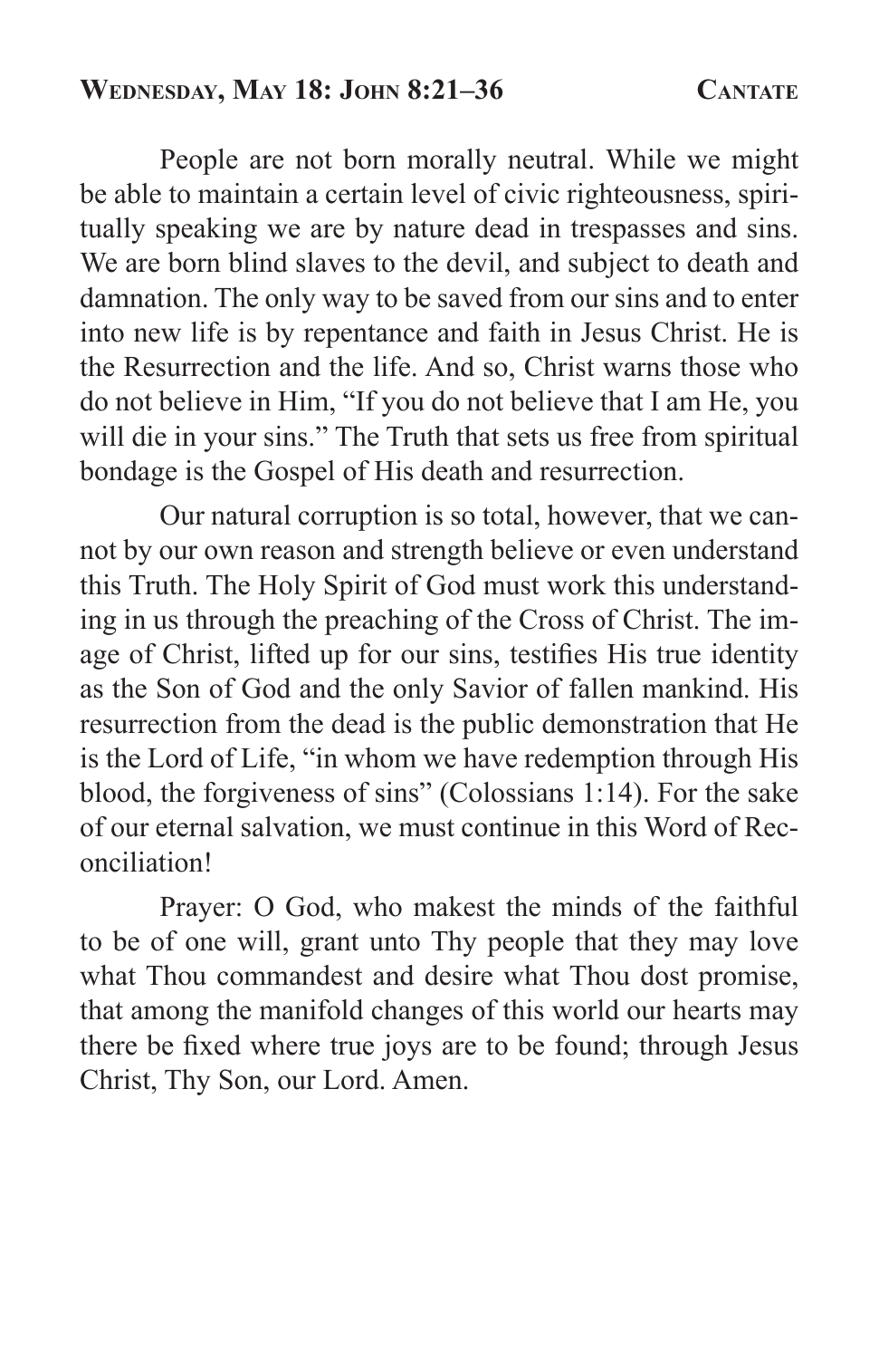## Wednesday, May 18: John 8:21–36

People are not born morally neutral. While we might be able to maintain a certain level of civic righteousness, spiritually speaking we are by nature dead in trespasses and sins. We are born blind slaves to the devil, and subject to death and damnation. The only way to be saved from our sins and to enter into new life is by repentance and faith in Jesus Christ. He is the Resurrection and the life. And so, Christ warns those who do not believe in Him, "If you do not believe that I am He, you will die in your sins." The Truth that sets us free from spiritual bondage is the Gospel of His death and resurrection.

Our natural corruption is so total, however, that we cannot by our own reason and strength believe or even understand this Truth. The Holy Spirit of God must work this understanding in us through the preaching of the Cross of Christ. The image of Christ, lifted up for our sins, testifies His true identity as the Son of God and the only Savior of fallen mankind. His resurrection from the dead is the public demonstration that He is the Lord of Life, "in whom we have redemption through His blood, the forgiveness of sins" (Colossians 1:14). For the sake of our eternal salvation, we must continue in this Word of Reconciliation!

Prayer: O God, who makest the minds of the faithful to be of one will, grant unto Thy people that they may love what Thou commandest and desire what Thou dost promise, that among the manifold changes of this world our hearts may there be fixed where true joys are to be found; through Jesus Christ, Thy Son, our Lord. Amen.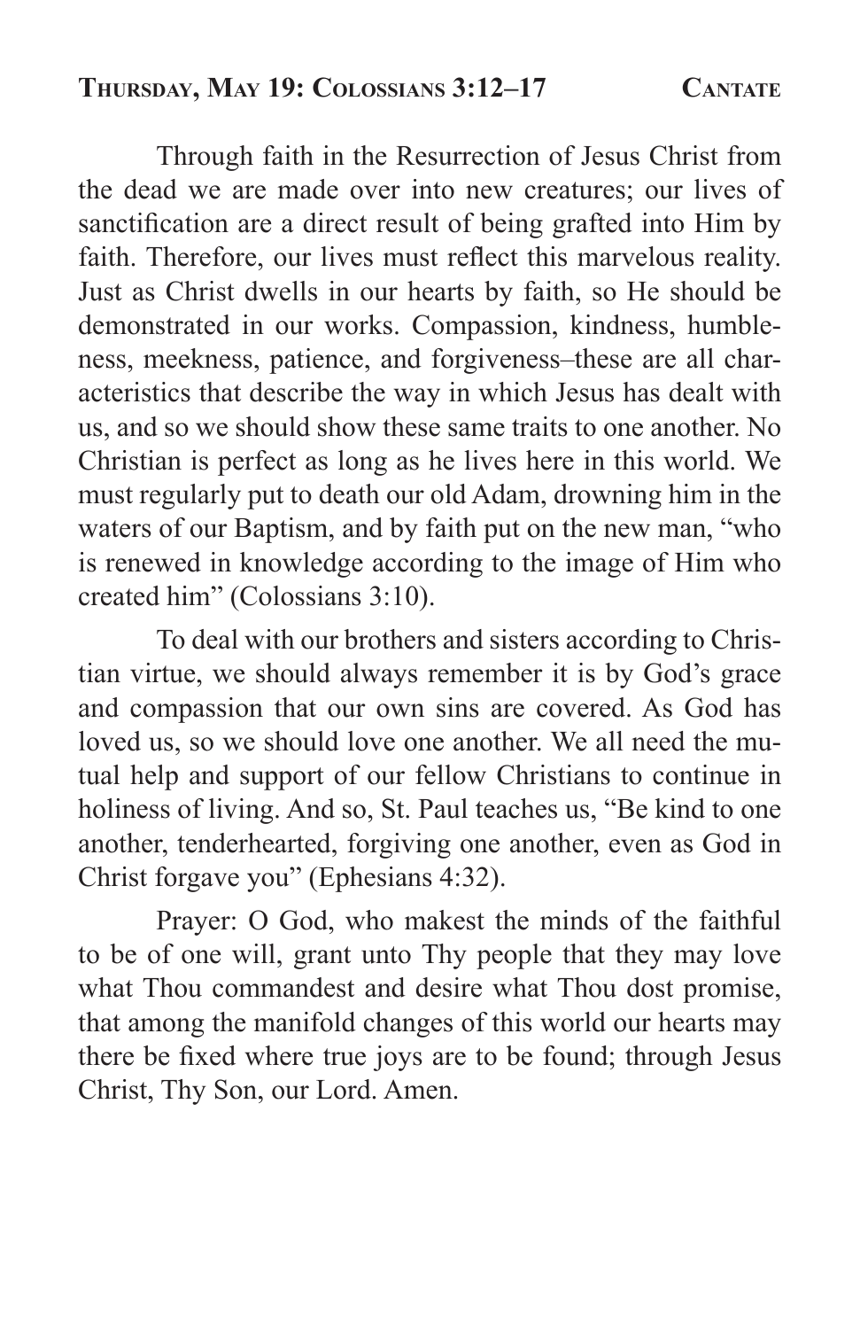## Thursday, May 19: Colossians 3:12–17 — Cantate

Through faith in the Resurrection of Jesus Christ from the dead we are made over into new creatures; our lives of sanctification are a direct result of being grafted into Him by faith. Therefore, our lives must reflect this marvelous reality. Just as Christ dwells in our hearts by faith, so He should be demonstrated in our works. Compassion, kindness, humbleness, meekness, patience, and forgiveness–these are all characteristics that describe the way in which Jesus has dealt with us, and so we should show these same traits to one another. No Christian is perfect as long as he lives here in this world. We must regularly put to death our old Adam, drowning him in the waters of our Baptism, and by faith put on the new man, "who is renewed in knowledge according to the image of Him who created him" (Colossians 3:10).

To deal with our brothers and sisters according to Christian virtue, we should always remember it is by God's grace and compassion that our own sins are covered. As God has loved us, so we should love one another. We all need the mutual help and support of our fellow Christians to continue in holiness of living. And so, St. Paul teaches us, "Be kind to one another, tenderhearted, forgiving one another, even as God in Christ forgave you" (Ephesians 4:32).

Prayer: O God, who makest the minds of the faithful to be of one will, grant unto Thy people that they may love what Thou commandest and desire what Thou dost promise, that among the manifold changes of this world our hearts may there be fixed where true joys are to be found; through Jesus Christ, Thy Son, our Lord. Amen.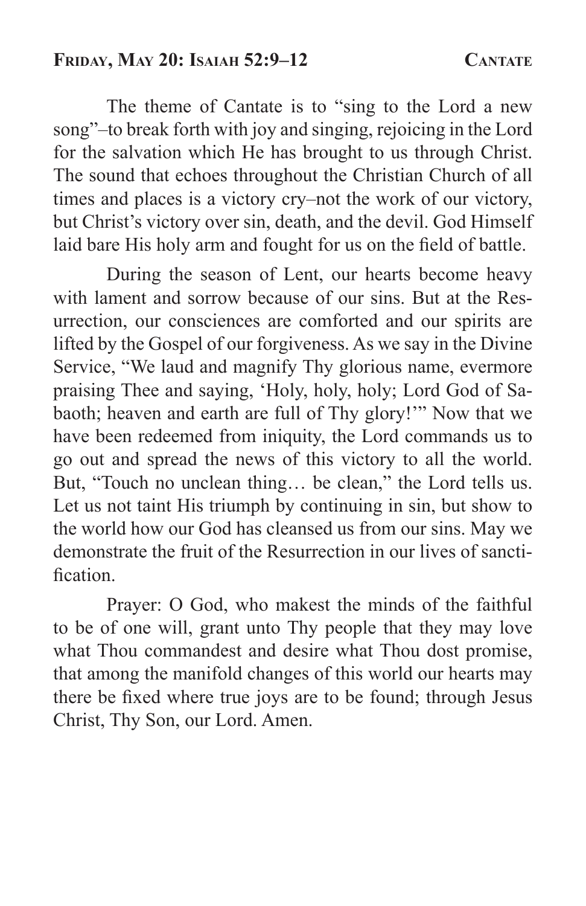## **Friday, May 20: Isaiah 52:9–12** **Cantate**

The theme of Cantate is to "sing to the Lord a new song"–to break forth with joy and singing, rejoicing in the Lord for the salvation which He has brought to us through Christ. The sound that echoes throughout the Christian Church of all times and places is a victory cry–not the work of our victory, but Christ's victory over sin, death, and the devil. God Himself laid bare His holy arm and fought for us on the field of battle.

During the season of Lent, our hearts become heavy with lament and sorrow because of our sins. But at the Resurrection, our consciences are comforted and our spirits are lifted by the Gospel of our forgiveness. As we say in the Divine Service, "We laud and magnify Thy glorious name, evermore praising Thee and saying, 'Holy, holy, holy; Lord God of Sabaoth; heaven and earth are full of Thy glory!'" Now that we have been redeemed from iniquity, the Lord commands us to go out and spread the news of this victory to all the world. But, "Touch no unclean thing… be clean," the Lord tells us. Let us not taint His triumph by continuing in sin, but show to the world how our God has cleansed us from our sins. May we demonstrate the fruit of the Resurrection in our lives of sanctification.

Prayer: O God, who makest the minds of the faithful to be of one will, grant unto Thy people that they may love what Thou commandest and desire what Thou dost promise, that among the manifold changes of this world our hearts may there be fixed where true joys are to be found; through Jesus Christ, Thy Son, our Lord. Amen.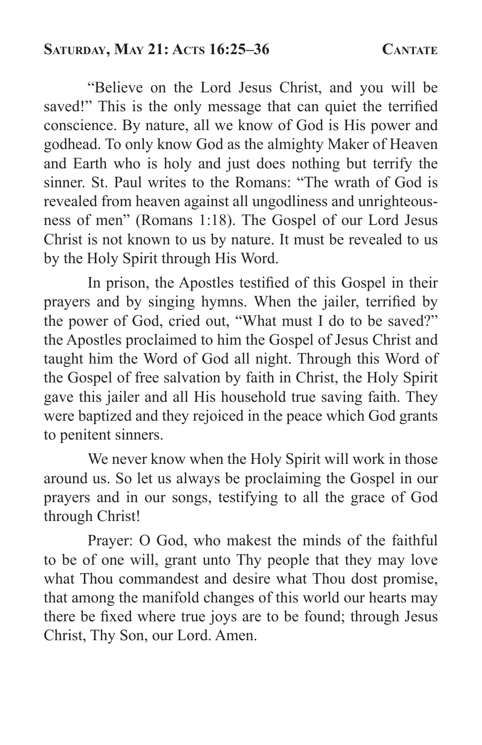## Saturday, May 21: Acts 16:25–36 — Cantate

"Believe on the Lord Jesus Christ, and you will be saved!" This is the only message that can quiet the terrified conscience. By nature, all we know of God is His power and godhead. To only know God as the almighty Maker of Heaven and Earth who is holy and just does nothing but terrify the sinner. St. Paul writes to the Romans: "The wrath of God is revealed from heaven against all ungodliness and unrighteousness of men" (Romans 1:18). The Gospel of our Lord Jesus Christ is not known to us by nature. It must be revealed to us by the Holy Spirit through His Word.

In prison, the Apostles testified of this Gospel in their prayers and by singing hymns. When the jailer, terrified by the power of God, cried out, "What must I do to be saved?" the Apostles proclaimed to him the Gospel of Jesus Christ and taught him the Word of God all night. Through this Word of the Gospel of free salvation by faith in Christ, the Holy Spirit gave this jailer and all His household true saving faith. They were baptized and they rejoiced in the peace which God grants to penitent sinners.

We never know when the Holy Spirit will work in those around us. So let us always be proclaiming the Gospel in our prayers and in our songs, testifying to all the grace of God through Christ!

Prayer: O God, who makest the minds of the faithful to be of one will, grant unto Thy people that they may love what Thou commandest and desire what Thou dost promise, that among the manifold changes of this world our hearts may there be fixed where true joys are to be found; through Jesus Christ, Thy Son, our Lord. Amen.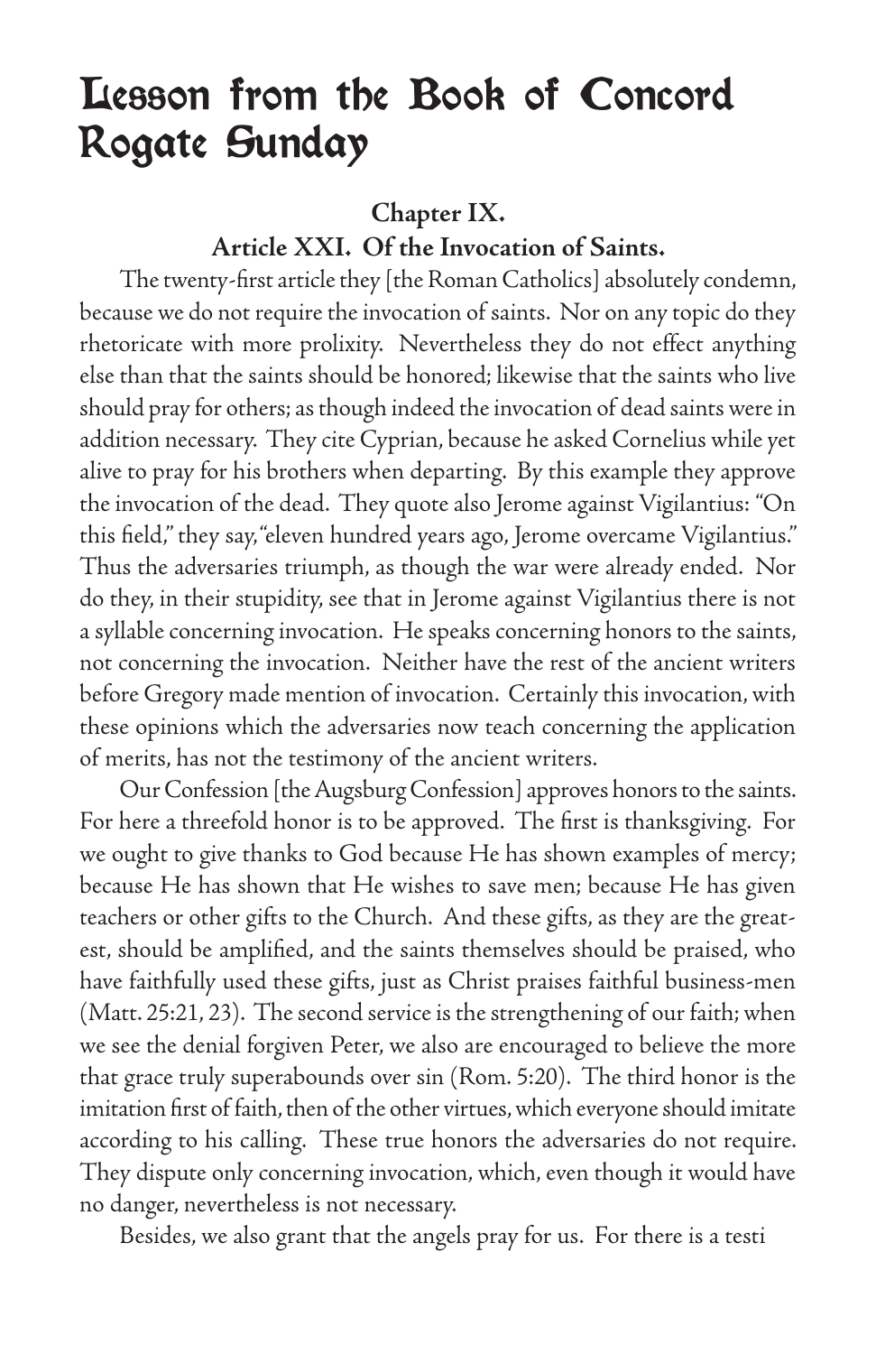# Lesson from the Book of Concord Rogate Sunday

### Chapter IX.

### Article XXI. Of the Invocation of Saints.

The twenty-first article they [the Roman Catholics] absolutely condemn, because we do not require the invocation of saints. Nor on any topic do they rhetoricate with more prolixity. Nevertheless they do not effect anything else than that the saints should be honored; likewise that the saints who live should pray for others; as though indeed the invocation of dead saints were in addition necessary. They cite Cyprian, because he asked Cornelius while yet alive to pray for his brothers when departing. By this example they approve the invocation of the dead. They quote also Jerome against Vigilantius: "On this field," they say, "eleven hundred years ago, Jerome overcame Vigilantius." Thus the adversaries triumph, as though the war were already ended. Nor do they, in their stupidity, see that in Jerome against Vigilantius there is not a syllable concerning invocation. He speaks concerning honors to the saints, not concerning the invocation. Neither have the rest of the ancient writers before Gregory made mention of invocation. Certainly this invocation, with these opinions which the adversaries now teach concerning the application of merits, has not the testimony of the ancient writers.

Our Confession [the Augsburg Confession] approves honors to the saints. For here a threefold honor is to be approved. The first is thanksgiving. For we ought to give thanks to God because He has shown examples of mercy; because He has shown that He wishes to save men; because He has given teachers or other gifts to the Church. And these gifts, as they are the greatest, should be amplified, and the saints themselves should be praised, who have faithfully used these gifts, just as Christ praises faithful business-men (Matt. 25:21, 23). The second service is the strengthening of our faith; when we see the denial forgiven Peter, we also are encouraged to believe the more that grace truly superabounds over sin (Rom. 5:20). The third honor is the imitation first of faith, then of the other virtues, which everyone should imitate according to his calling. These true honors the adversaries do not require. They dispute only concerning invocation, which, even though it would have no danger, nevertheless is not necessary.

Besides, we also grant that the angels pray for us. For there is a testi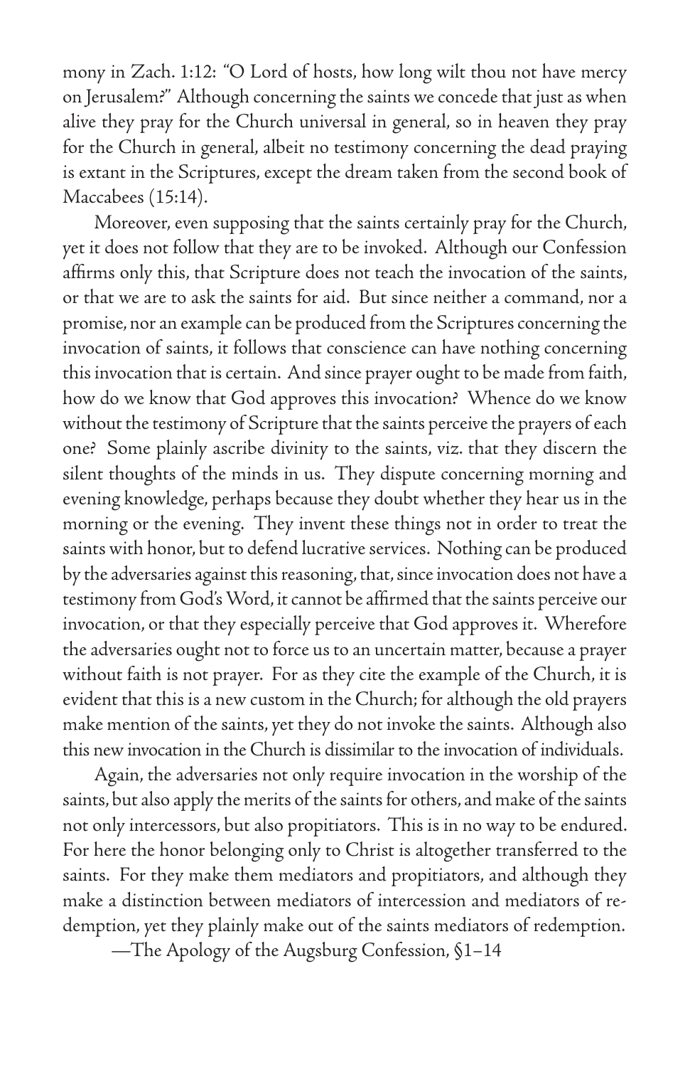mony in Zach. 1:12: "O Lord of hosts, how long wilt thou not have mercy on Jerusalem?" Although concerning the saints we concede that just as when alive they pray for the Church universal in general, so in heaven they pray for the Church in general, albeit no testimony concerning the dead praying is extant in the Scriptures, except the dream taken from the second book of Maccabees (15:14).

Moreover, even supposing that the saints certainly pray for the Church, yet it does not follow that they are to be invoked. Although our Confession affirms only this, that Scripture does not teach the invocation of the saints, or that we are to ask the saints for aid. But since neither a command, nor a promise, nor an example can be produced from the Scriptures concerning the invocation of saints, it follows that conscience can have nothing concerning this invocation that is certain. And since prayer ought to be made from faith, how do we know that God approves this invocation? Whence do we know without the testimony of Scripture that the saints perceive the prayers of each one? Some plainly ascribe divinity to the saints, viz. that they discern the silent thoughts of the minds in us. They dispute concerning morning and evening knowledge, perhaps because they doubt whether they hear us in the morning or the evening. They invent these things not in order to treat the saints with honor, but to defend lucrative services. Nothing can be produced by the adversaries against this reasoning, that, since invocation does not have a testimony from God's Word, it cannot be affirmed that the saints perceive our invocation, or that they especially perceive that God approves it. Wherefore the adversaries ought not to force us to an uncertain matter, because a prayer without faith is not prayer. For as they cite the example of the Church, it is evident that this is a new custom in the Church; for although the old prayers make mention of the saints, yet they do not invoke the saints. Although also this new invocation in the Church is dissimilar to the invocation of individuals.

Again, the adversaries not only require invocation in the worship of the saints, but also apply the merits of the saints for others, and make of the saints not only intercessors, but also propitiators. This is in no way to be endured. For here the honor belonging only to Christ is altogether transferred to the saints. For they make them mediators and propitiators, and although they make a distinction between mediators of intercession and mediators of redemption, yet they plainly make out of the saints mediators of redemption.

—The Apology of the Augsburg Confession, §1–14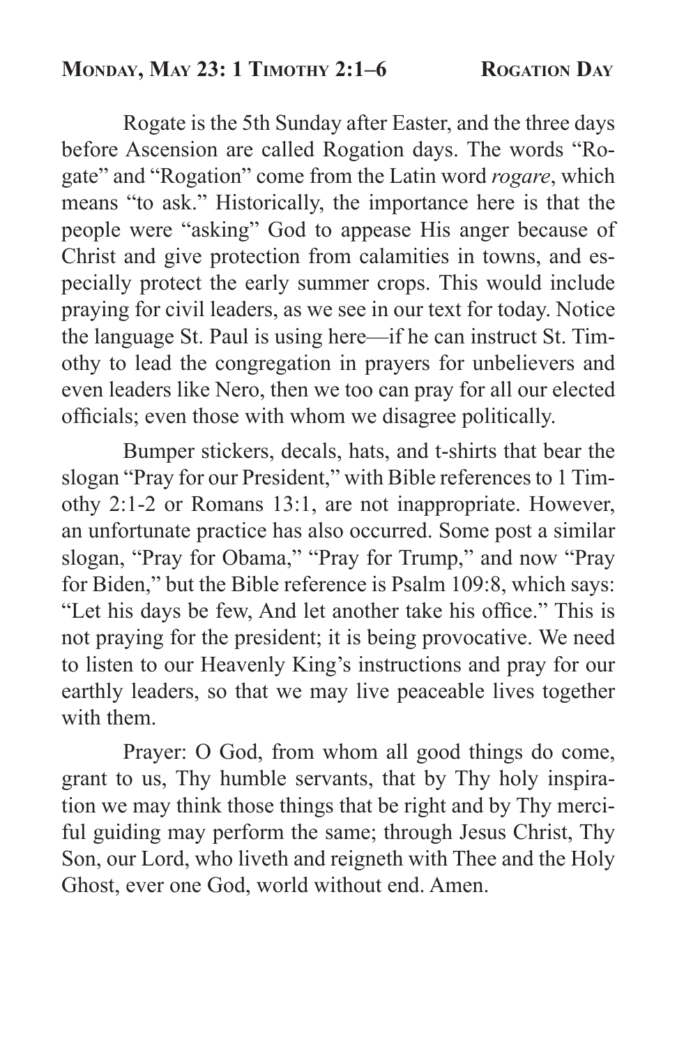## **Monday, May 23: 1 Timothy 2:1–6** **Rogation Day**

Rogate is the 5th Sunday after Easter, and the three days before Ascension are called Rogation days. The words "Rogate" and "Rogation" come from the Latin word *rogare*, which means "to ask." Historically, the importance here is that the people were "asking" God to appease His anger because of Christ and give protection from calamities in towns, and especially protect the early summer crops. This would include praying for civil leaders, as we see in our text for today. Notice the language St. Paul is using here—if he can instruct St. Timothy to lead the congregation in prayers for unbelievers and even leaders like Nero, then we too can pray for all our elected officials; even those with whom we disagree politically.

Bumper stickers, decals, hats, and t-shirts that bear the slogan "Pray for our President," with Bible references to 1 Timothy 2:1-2 or Romans 13:1, are not inappropriate. However, an unfortunate practice has also occurred. Some post a similar slogan, "Pray for Obama," "Pray for Trump," and now "Pray for Biden," but the Bible reference is Psalm 109:8, which says: "Let his days be few, And let another take his office." This is not praying for the president; it is being provocative. We need to listen to our Heavenly King's instructions and pray for our earthly leaders, so that we may live peaceable lives together with them.

Prayer: O God, from whom all good things do come, grant to us, Thy humble servants, that by Thy holy inspiration we may think those things that be right and by Thy merciful guiding may perform the same; through Jesus Christ, Thy Son, our Lord, who liveth and reigneth with Thee and the Holy Ghost, ever one God, world without end. Amen.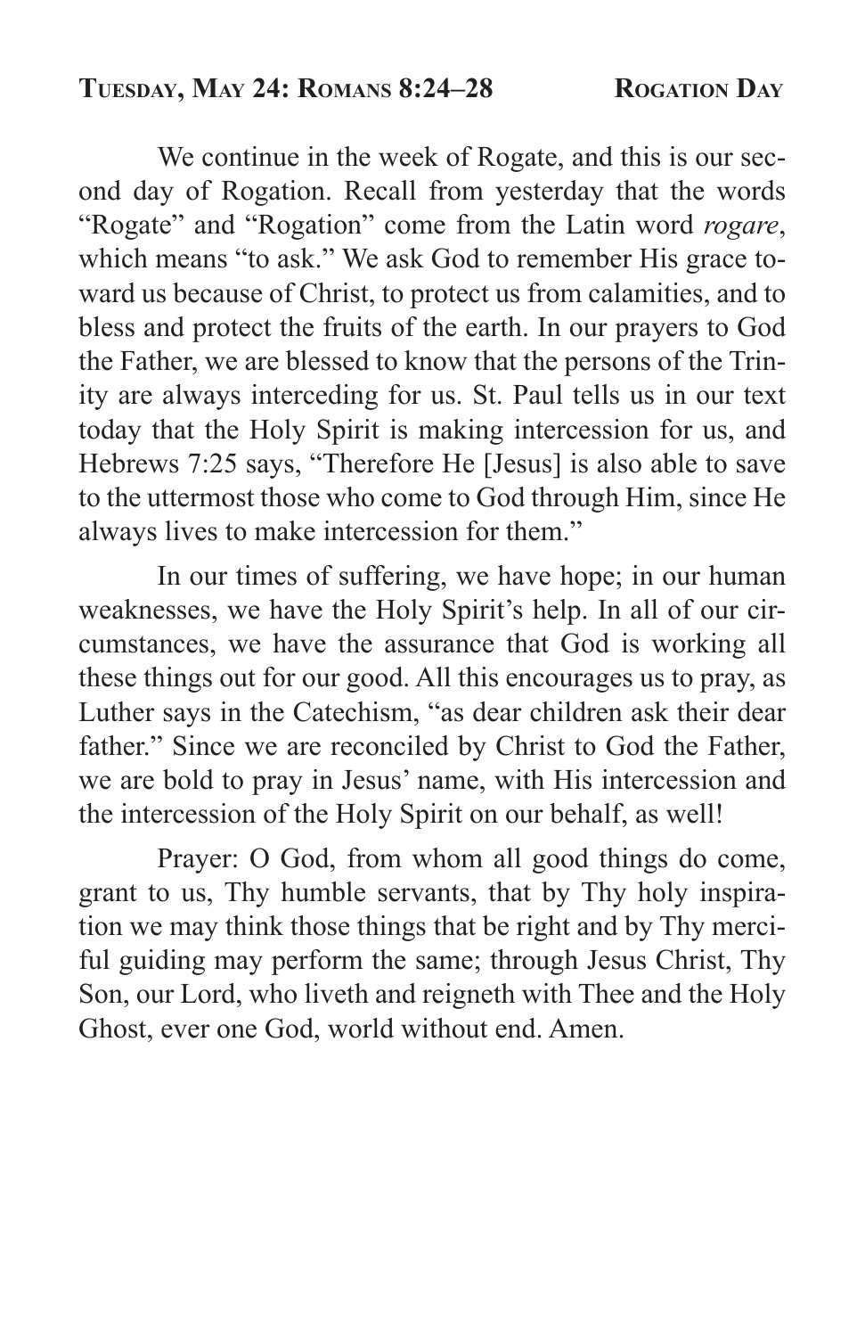## Tuesday, May 24: Romans 8:24–28 — Rogation Day

We continue in the week of Rogate, and this is our second day of Rogation. Recall from yesterday that the words "Rogate" and "Rogation" come from the Latin word *rogare*, which means "to ask." We ask God to remember His grace toward us because of Christ, to protect us from calamities, and to bless and protect the fruits of the earth. In our prayers to God the Father, we are blessed to know that the persons of the Trinity are always interceding for us. St. Paul tells us in our text today that the Holy Spirit is making intercession for us, and Hebrews 7:25 says, "Therefore He [Jesus] is also able to save to the uttermost those who come to God through Him, since He always lives to make intercession for them."

In our times of suffering, we have hope; in our human weaknesses, we have the Holy Spirit's help. In all of our circumstances, we have the assurance that God is working all these things out for our good. All this encourages us to pray, as Luther says in the Catechism, "as dear children ask their dear father." Since we are reconciled by Christ to God the Father, we are bold to pray in Jesus' name, with His intercession and the intercession of the Holy Spirit on our behalf, as well!

Prayer: O God, from whom all good things do come, grant to us, Thy humble servants, that by Thy holy inspiration we may think those things that be right and by Thy merciful guiding may perform the same; through Jesus Christ, Thy Son, our Lord, who liveth and reigneth with Thee and the Holy Ghost, ever one God, world without end. Amen.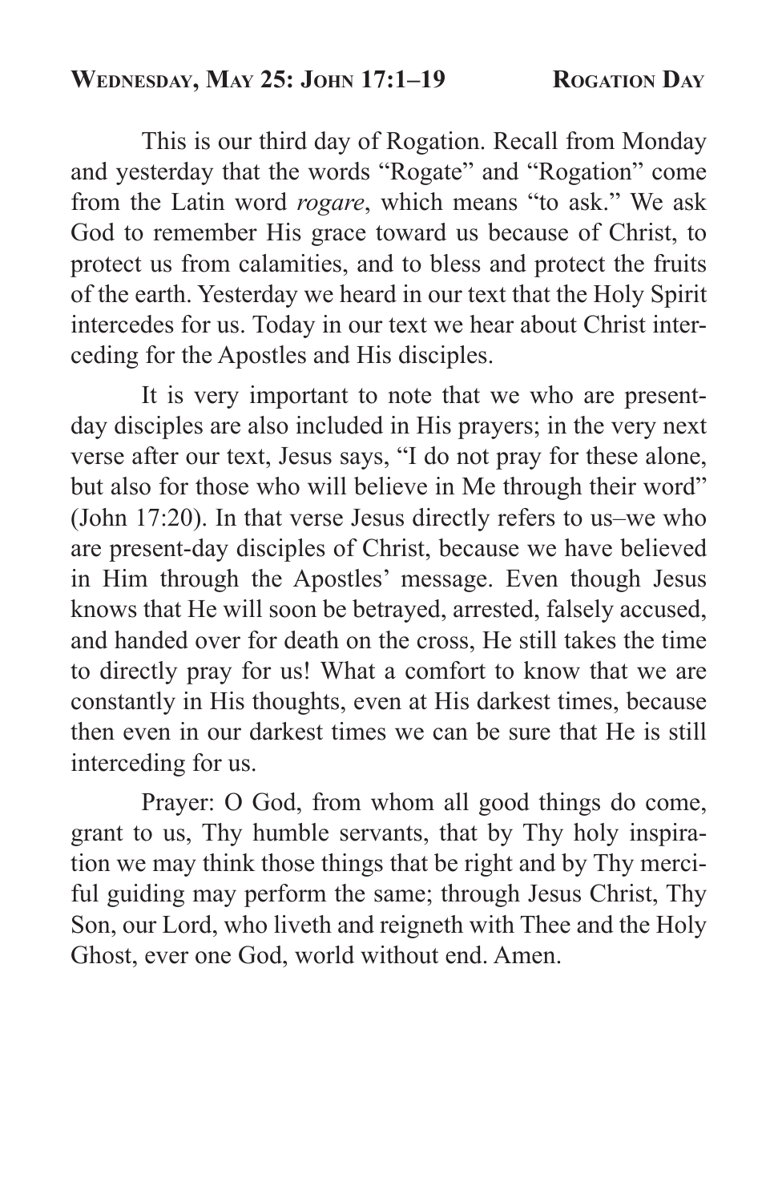**Wednesday, May 25: John 17:1–19** **Rogation Day**

This is our third day of Rogation. Recall from Monday and yesterday that the words "Rogate" and "Rogation" come from the Latin word *rogare*, which means "to ask." We ask God to remember His grace toward us because of Christ, to protect us from calamities, and to bless and protect the fruits of the earth. Yesterday we heard in our text that the Holy Spirit intercedes for us. Today in our text we hear about Christ interceding for the Apostles and His disciples.

It is very important to note that we who are present-day disciples are also included in His prayers; in the very next verse after our text, Jesus says, "I do not pray for these alone, but also for those who will believe in Me through their word" (John 17:20). In that verse Jesus directly refers to us–we who are present-day disciples of Christ, because we have believed in Him through the Apostles' message. Even though Jesus knows that He will soon be betrayed, arrested, falsely accused, and handed over for death on the cross, He still takes the time to directly pray for us! What a comfort to know that we are constantly in His thoughts, even at His darkest times, because then even in our darkest times we can be sure that He is still interceding for us.

Prayer: O God, from whom all good things do come, grant to us, Thy humble servants, that by Thy holy inspiration we may think those things that be right and by Thy merciful guiding may perform the same; through Jesus Christ, Thy Son, our Lord, who liveth and reigneth with Thee and the Holy Ghost, ever one God, world without end. Amen.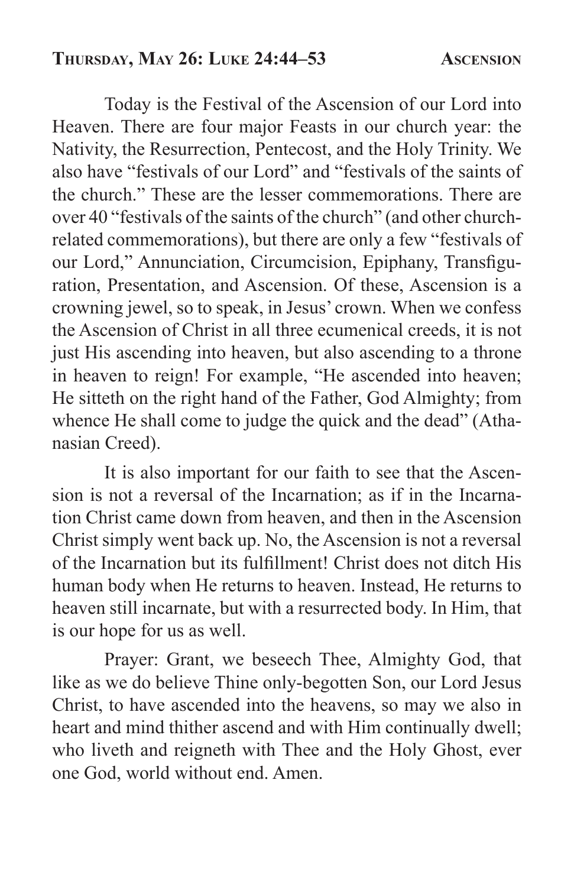## Thursday, May 26: Luke 24:44–53 — Ascension

Today is the Festival of the Ascension of our Lord into Heaven. There are four major Feasts in our church year: the Nativity, the Resurrection, Pentecost, and the Holy Trinity. We also have "festivals of our Lord" and "festivals of the saints of the church." These are the lesser commemorations. There are over 40 "festivals of the saints of the church" (and other church-related commemorations), but there are only a few "festivals of our Lord," Annunciation, Circumcision, Epiphany, Transfiguration, Presentation, and Ascension. Of these, Ascension is a crowning jewel, so to speak, in Jesus' crown. When we confess the Ascension of Christ in all three ecumenical creeds, it is not just His ascending into heaven, but also ascending to a throne in heaven to reign! For example, "He ascended into heaven; He sitteth on the right hand of the Father, God Almighty; from whence He shall come to judge the quick and the dead" (Athanasian Creed).

It is also important for our faith to see that the Ascension is not a reversal of the Incarnation; as if in the Incarnation Christ came down from heaven, and then in the Ascension Christ simply went back up. No, the Ascension is not a reversal of the Incarnation but its fulfillment! Christ does not ditch His human body when He returns to heaven. Instead, He returns to heaven still incarnate, but with a resurrected body. In Him, that is our hope for us as well.

Prayer: Grant, we beseech Thee, Almighty God, that like as we do believe Thine only-begotten Son, our Lord Jesus Christ, to have ascended into the heavens, so may we also in heart and mind thither ascend and with Him continually dwell; who liveth and reigneth with Thee and the Holy Ghost, ever one God, world without end. Amen.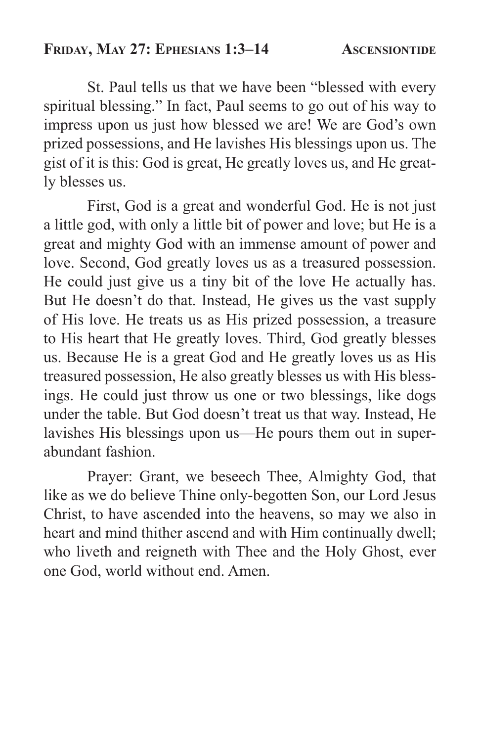## Friday, May 27: Ephesians 1:3–14 — Ascensiontide

St. Paul tells us that we have been "blessed with every spiritual blessing." In fact, Paul seems to go out of his way to impress upon us just how blessed we are! We are God's own prized possessions, and He lavishes His blessings upon us. The gist of it is this: God is great, He greatly loves us, and He greatly blesses us.

First, God is a great and wonderful God. He is not just a little god, with only a little bit of power and love; but He is a great and mighty God with an immense amount of power and love. Second, God greatly loves us as a treasured possession. He could just give us a tiny bit of the love He actually has. But He doesn't do that. Instead, He gives us the vast supply of His love. He treats us as His prized possession, a treasure to His heart that He greatly loves. Third, God greatly blesses us. Because He is a great God and He greatly loves us as His treasured possession, He also greatly blesses us with His blessings. He could just throw us one or two blessings, like dogs under the table. But God doesn't treat us that way. Instead, He lavishes His blessings upon us—He pours them out in superabundant fashion.

Prayer: Grant, we beseech Thee, Almighty God, that like as we do believe Thine only-begotten Son, our Lord Jesus Christ, to have ascended into the heavens, so may we also in heart and mind thither ascend and with Him continually dwell; who liveth and reigneth with Thee and the Holy Ghost, ever one God, world without end. Amen.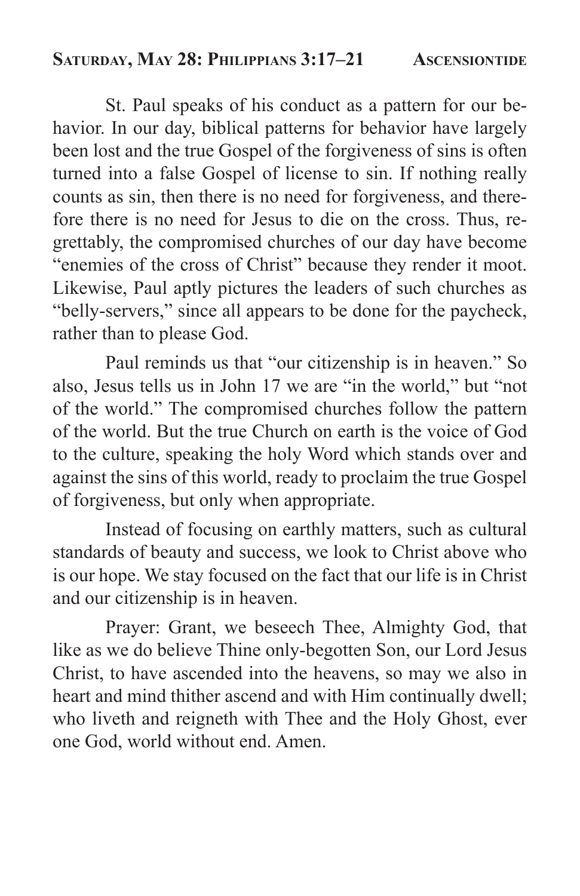## Saturday, May 28: Philippians 3:17–21 — Ascensiontide

St. Paul speaks of his conduct as a pattern for our behavior. In our day, biblical patterns for behavior have largely been lost and the true Gospel of the forgiveness of sins is often turned into a false Gospel of license to sin. If nothing really counts as sin, then there is no need for forgiveness, and therefore there is no need for Jesus to die on the cross. Thus, regrettably, the compromised churches of our day have become "enemies of the cross of Christ" because they render it moot. Likewise, Paul aptly pictures the leaders of such churches as "belly-servers," since all appears to be done for the paycheck, rather than to please God.

Paul reminds us that "our citizenship is in heaven." So also, Jesus tells us in John 17 we are "in the world," but "not of the world." The compromised churches follow the pattern of the world. But the true Church on earth is the voice of God to the culture, speaking the holy Word which stands over and against the sins of this world, ready to proclaim the true Gospel of forgiveness, but only when appropriate.

Instead of focusing on earthly matters, such as cultural standards of beauty and success, we look to Christ above who is our hope. We stay focused on the fact that our life is in Christ and our citizenship is in heaven.

Prayer: Grant, we beseech Thee, Almighty God, that like as we do believe Thine only-begotten Son, our Lord Jesus Christ, to have ascended into the heavens, so may we also in heart and mind thither ascend and with Him continually dwell; who liveth and reigneth with Thee and the Holy Ghost, ever one God, world without end. Amen.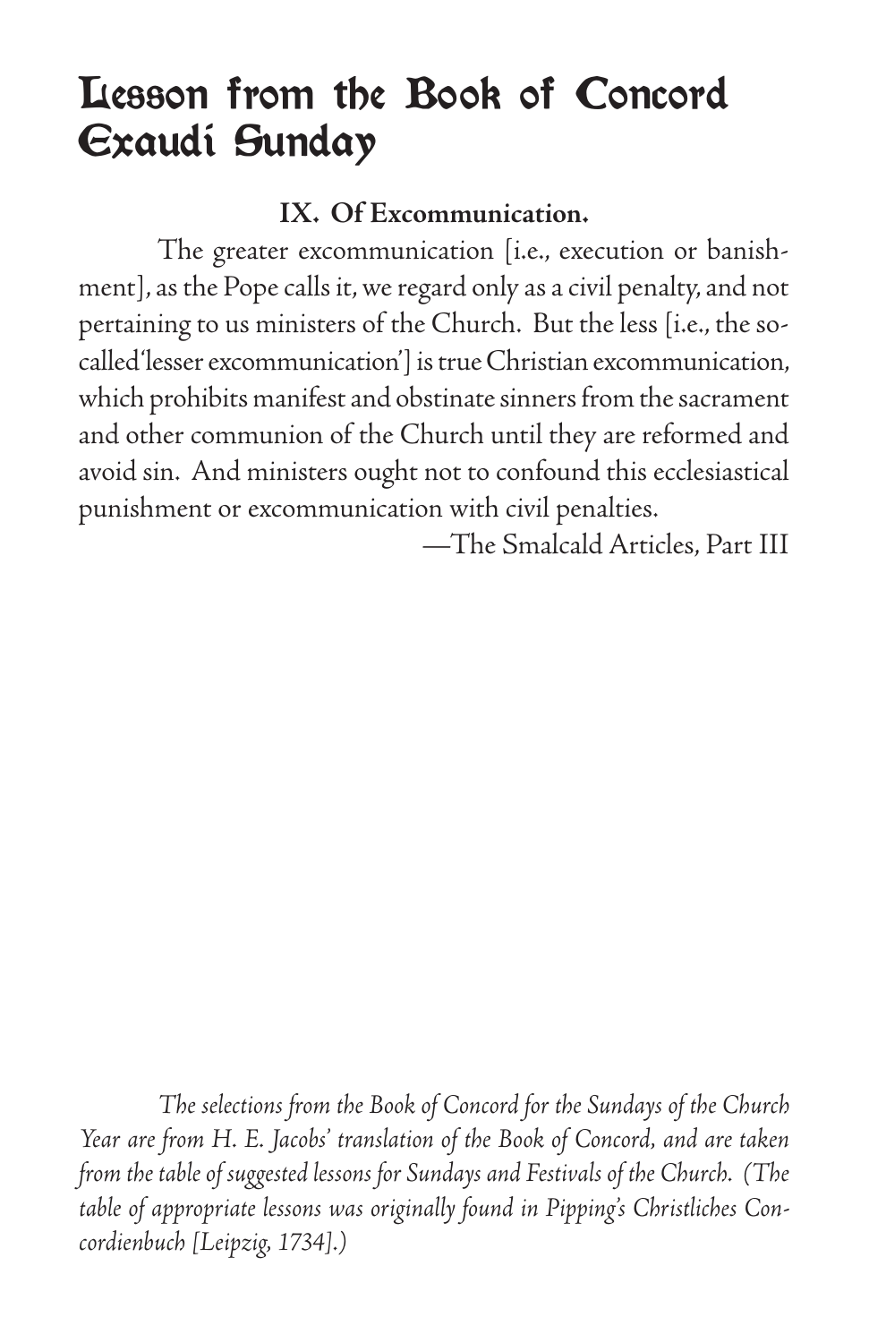# Lesson from the Book of Concord
# Exaudi Sunday

**IX. Of Excommunication.**

The greater excommunication [i.e., execution or banishment], as the Pope calls it, we regard only as a civil penalty, and not pertaining to us ministers of the Church. But the less [i.e., the so-called 'lesser excommunication'] is true Christian excommunication, which prohibits manifest and obstinate sinners from the sacrament and other communion of the Church until they are reformed and avoid sin. And ministers ought not to confound this ecclesiastical punishment or excommunication with civil penalties.

—The Smalcald Articles, Part III

*The selections from the Book of Concord for the Sundays of the Church Year are from H. E. Jacobs' translation of the Book of Concord, and are taken from the table of suggested lessons for Sundays and Festivals of the Church. (The table of appropriate lessons was originally found in Pipping's Christliches Concordienbuch [Leipzig, 1734].)*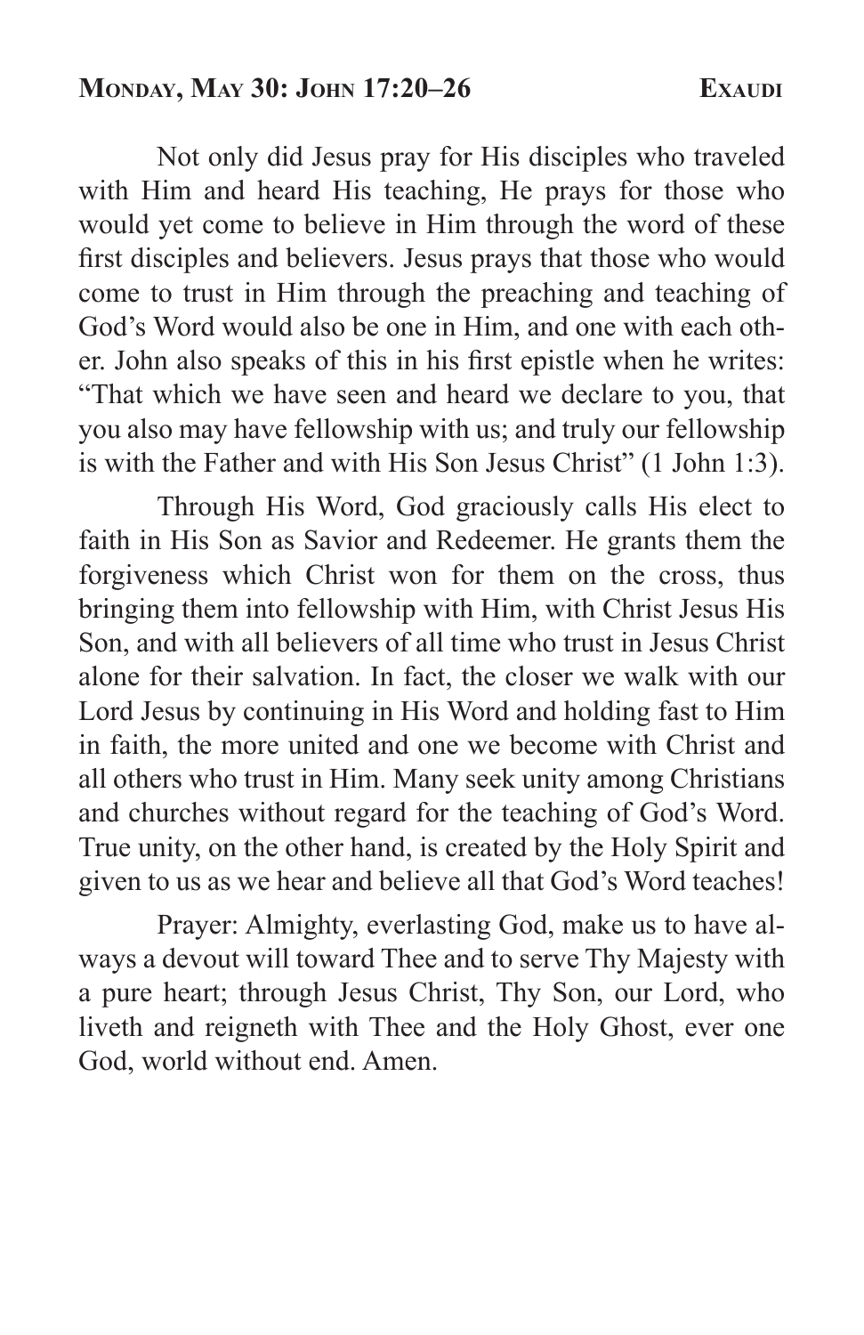**Monday, May 30: John 17:20–26** **Exaudi**

Not only did Jesus pray for His disciples who traveled with Him and heard His teaching, He prays for those who would yet come to believe in Him through the word of these first disciples and believers. Jesus prays that those who would come to trust in Him through the preaching and teaching of God's Word would also be one in Him, and one with each other. John also speaks of this in his first epistle when he writes: "That which we have seen and heard we declare to you, that you also may have fellowship with us; and truly our fellowship is with the Father and with His Son Jesus Christ" (1 John 1:3).

Through His Word, God graciously calls His elect to faith in His Son as Savior and Redeemer. He grants them the forgiveness which Christ won for them on the cross, thus bringing them into fellowship with Him, with Christ Jesus His Son, and with all believers of all time who trust in Jesus Christ alone for their salvation. In fact, the closer we walk with our Lord Jesus by continuing in His Word and holding fast to Him in faith, the more united and one we become with Christ and all others who trust in Him. Many seek unity among Christians and churches without regard for the teaching of God's Word. True unity, on the other hand, is created by the Holy Spirit and given to us as we hear and believe all that God's Word teaches!

Prayer: Almighty, everlasting God, make us to have always a devout will toward Thee and to serve Thy Majesty with a pure heart; through Jesus Christ, Thy Son, our Lord, who liveth and reigneth with Thee and the Holy Ghost, ever one God, world without end. Amen.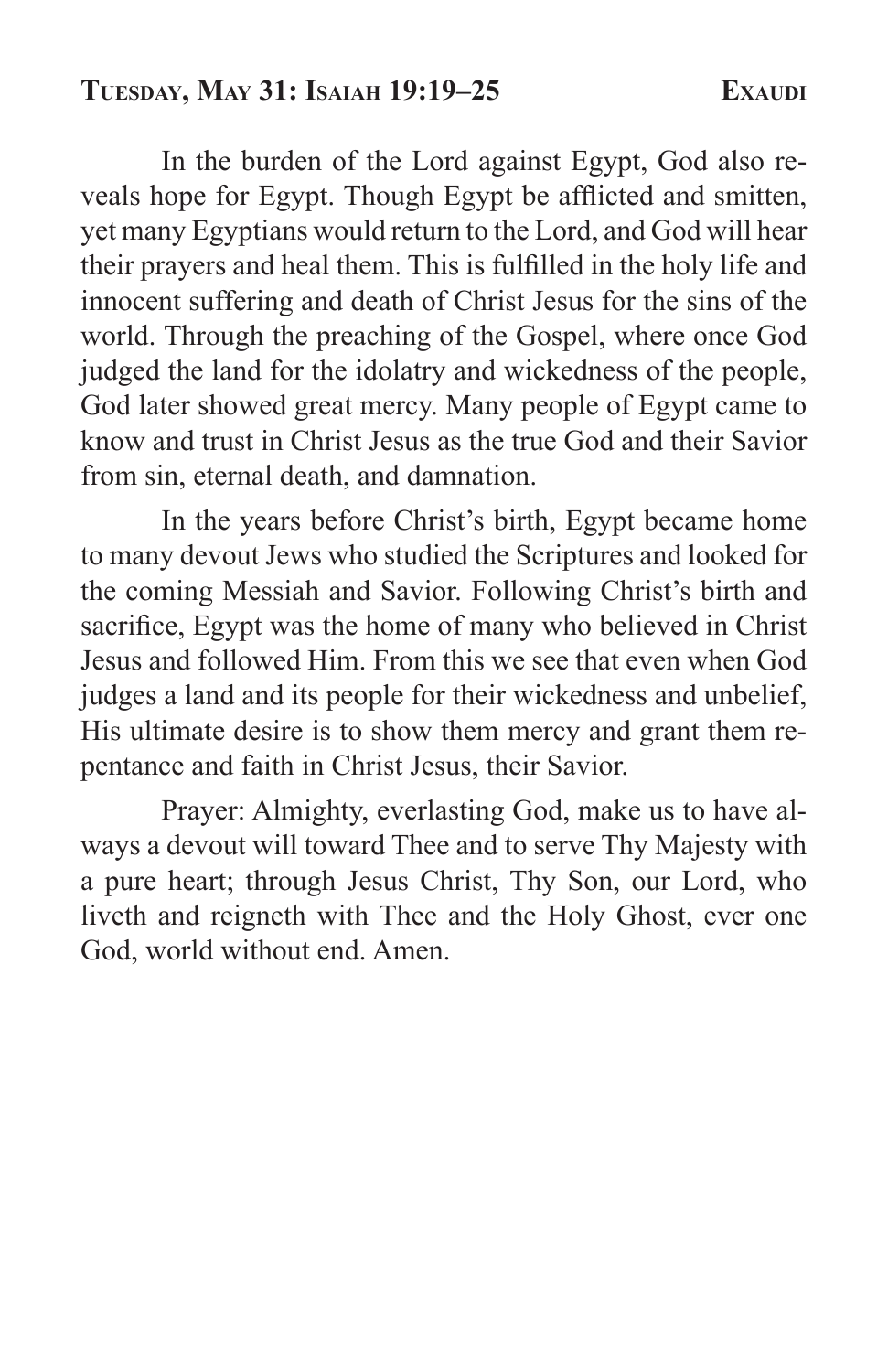## Tuesday, May 31: Isaiah 19:19–25

In the burden of the Lord against Egypt, God also reveals hope for Egypt. Though Egypt be afflicted and smitten, yet many Egyptians would return to the Lord, and God will hear their prayers and heal them. This is fulfilled in the holy life and innocent suffering and death of Christ Jesus for the sins of the world. Through the preaching of the Gospel, where once God judged the land for the idolatry and wickedness of the people, God later showed great mercy. Many people of Egypt came to know and trust in Christ Jesus as the true God and their Savior from sin, eternal death, and damnation.

In the years before Christ's birth, Egypt became home to many devout Jews who studied the Scriptures and looked for the coming Messiah and Savior. Following Christ's birth and sacrifice, Egypt was the home of many who believed in Christ Jesus and followed Him. From this we see that even when God judges a land and its people for their wickedness and unbelief, His ultimate desire is to show them mercy and grant them repentance and faith in Christ Jesus, their Savior.

Prayer: Almighty, everlasting God, make us to have always a devout will toward Thee and to serve Thy Majesty with a pure heart; through Jesus Christ, Thy Son, our Lord, who liveth and reigneth with Thee and the Holy Ghost, ever one God, world without end. Amen.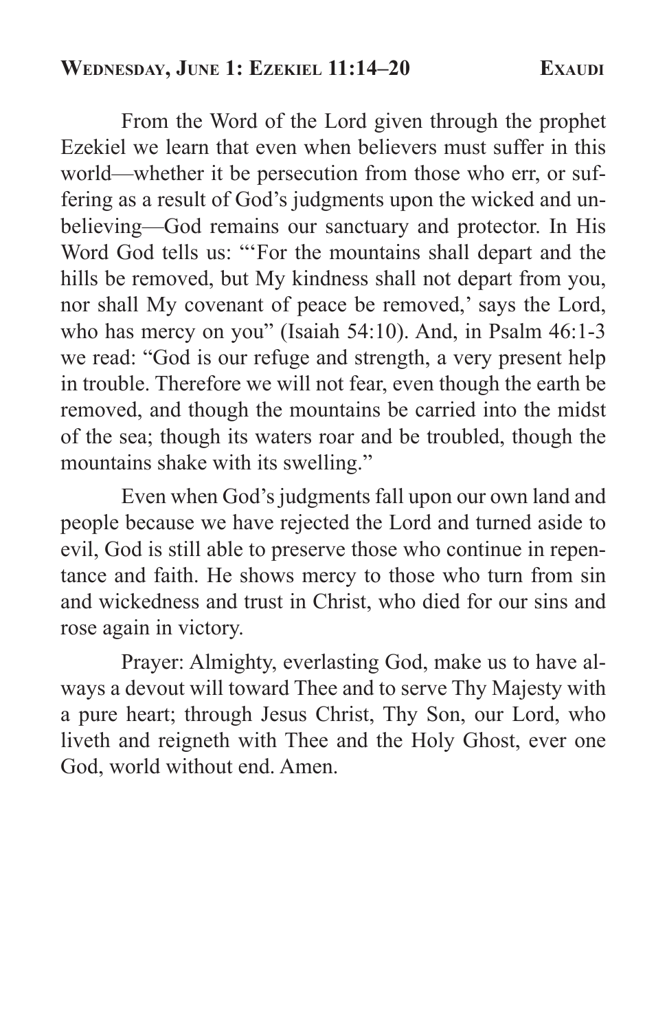## Wednesday, June 1: Ezekiel 11:14–20 — Exaudi

From the Word of the Lord given through the prophet Ezekiel we learn that even when believers must suffer in this world—whether it be persecution from those who err, or suffering as a result of God's judgments upon the wicked and unbelieving—God remains our sanctuary and protector. In His Word God tells us: "'For the mountains shall depart and the hills be removed, but My kindness shall not depart from you, nor shall My covenant of peace be removed,' says the Lord, who has mercy on you" (Isaiah 54:10). And, in Psalm 46:1-3 we read: "God is our refuge and strength, a very present help in trouble. Therefore we will not fear, even though the earth be removed, and though the mountains be carried into the midst of the sea; though its waters roar and be troubled, though the mountains shake with its swelling."

Even when God's judgments fall upon our own land and people because we have rejected the Lord and turned aside to evil, God is still able to preserve those who continue in repentance and faith. He shows mercy to those who turn from sin and wickedness and trust in Christ, who died for our sins and rose again in victory.

Prayer: Almighty, everlasting God, make us to have always a devout will toward Thee and to serve Thy Majesty with a pure heart; through Jesus Christ, Thy Son, our Lord, who liveth and reigneth with Thee and the Holy Ghost, ever one God, world without end. Amen.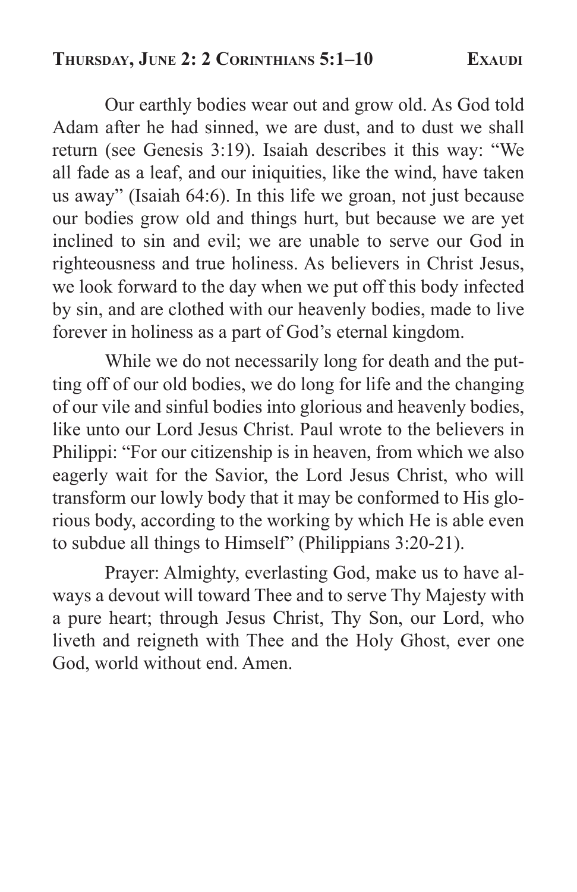## Thursday, June 2: 2 Corinthians 5:1–10 — Exaudi

Our earthly bodies wear out and grow old. As God told Adam after he had sinned, we are dust, and to dust we shall return (see Genesis 3:19). Isaiah describes it this way: "We all fade as a leaf, and our iniquities, like the wind, have taken us away" (Isaiah 64:6). In this life we groan, not just because our bodies grow old and things hurt, but because we are yet inclined to sin and evil; we are unable to serve our God in righteousness and true holiness. As believers in Christ Jesus, we look forward to the day when we put off this body infected by sin, and are clothed with our heavenly bodies, made to live forever in holiness as a part of God's eternal kingdom.

While we do not necessarily long for death and the putting off of our old bodies, we do long for life and the changing of our vile and sinful bodies into glorious and heavenly bodies, like unto our Lord Jesus Christ. Paul wrote to the believers in Philippi: "For our citizenship is in heaven, from which we also eagerly wait for the Savior, the Lord Jesus Christ, who will transform our lowly body that it may be conformed to His glorious body, according to the working by which He is able even to subdue all things to Himself" (Philippians 3:20-21).

Prayer: Almighty, everlasting God, make us to have always a devout will toward Thee and to serve Thy Majesty with a pure heart; through Jesus Christ, Thy Son, our Lord, who liveth and reigneth with Thee and the Holy Ghost, ever one God, world without end. Amen.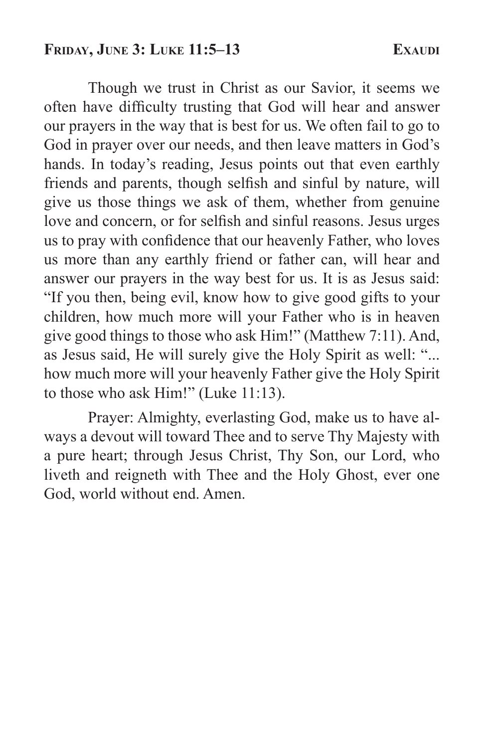## Friday, June 3: Luke 11:5–13 — Exaudi

Though we trust in Christ as our Savior, it seems we often have difficulty trusting that God will hear and answer our prayers in the way that is best for us. We often fail to go to God in prayer over our needs, and then leave matters in God's hands. In today's reading, Jesus points out that even earthly friends and parents, though selfish and sinful by nature, will give us those things we ask of them, whether from genuine love and concern, or for selfish and sinful reasons. Jesus urges us to pray with confidence that our heavenly Father, who loves us more than any earthly friend or father can, will hear and answer our prayers in the way best for us. It is as Jesus said: "If you then, being evil, know how to give good gifts to your children, how much more will your Father who is in heaven give good things to those who ask Him!" (Matthew 7:11). And, as Jesus said, He will surely give the Holy Spirit as well: "... how much more will your heavenly Father give the Holy Spirit to those who ask Him!" (Luke 11:13).

Prayer: Almighty, everlasting God, make us to have always a devout will toward Thee and to serve Thy Majesty with a pure heart; through Jesus Christ, Thy Son, our Lord, who liveth and reigneth with Thee and the Holy Ghost, ever one God, world without end. Amen.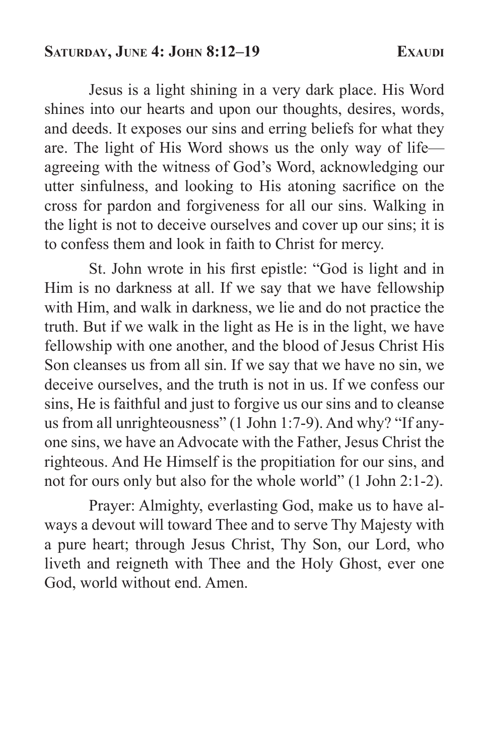## Saturday, June 4: John 8:12–19 — Exaudi

Jesus is a light shining in a very dark place. His Word shines into our hearts and upon our thoughts, desires, words, and deeds. It exposes our sins and erring beliefs for what they are. The light of His Word shows us the only way of life—agreeing with the witness of God's Word, acknowledging our utter sinfulness, and looking to His atoning sacrifice on the cross for pardon and forgiveness for all our sins. Walking in the light is not to deceive ourselves and cover up our sins; it is to confess them and look in faith to Christ for mercy.

St. John wrote in his first epistle: "God is light and in Him is no darkness at all. If we say that we have fellowship with Him, and walk in darkness, we lie and do not practice the truth. But if we walk in the light as He is in the light, we have fellowship with one another, and the blood of Jesus Christ His Son cleanses us from all sin. If we say that we have no sin, we deceive ourselves, and the truth is not in us. If we confess our sins, He is faithful and just to forgive us our sins and to cleanse us from all unrighteousness" (1 John 1:7-9). And why? "If anyone sins, we have an Advocate with the Father, Jesus Christ the righteous. And He Himself is the propitiation for our sins, and not for ours only but also for the whole world" (1 John 2:1-2).

Prayer: Almighty, everlasting God, make us to have always a devout will toward Thee and to serve Thy Majesty with a pure heart; through Jesus Christ, Thy Son, our Lord, who liveth and reigneth with Thee and the Holy Ghost, ever one God, world without end. Amen.